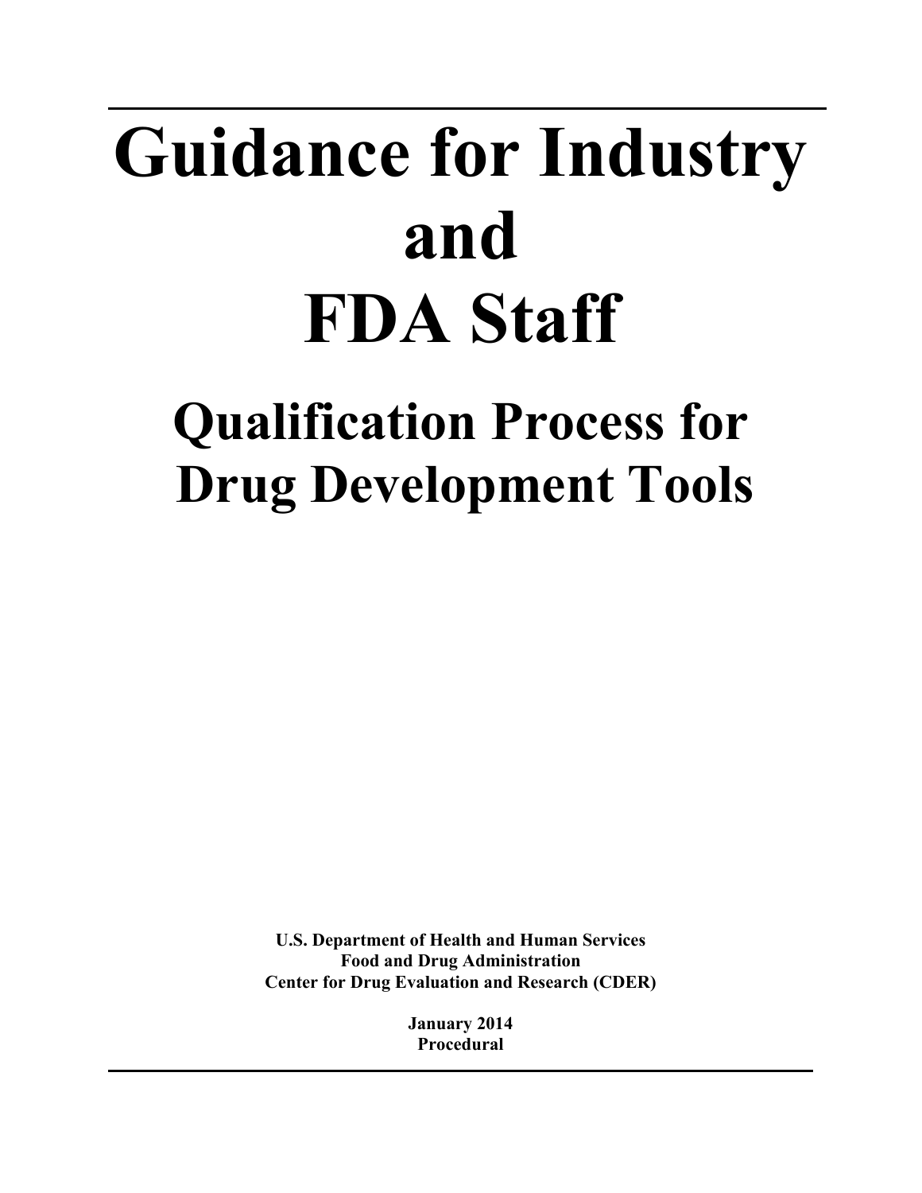# Guidance for Industry and FDA Staff

## Qualification Process for Drug Development Tools

**U.S. Department of Health and Human Services**
**Food and Drug Administration**
**Center for Drug Evaluation and Research (CDER)**

**January 2014**
**Procedural**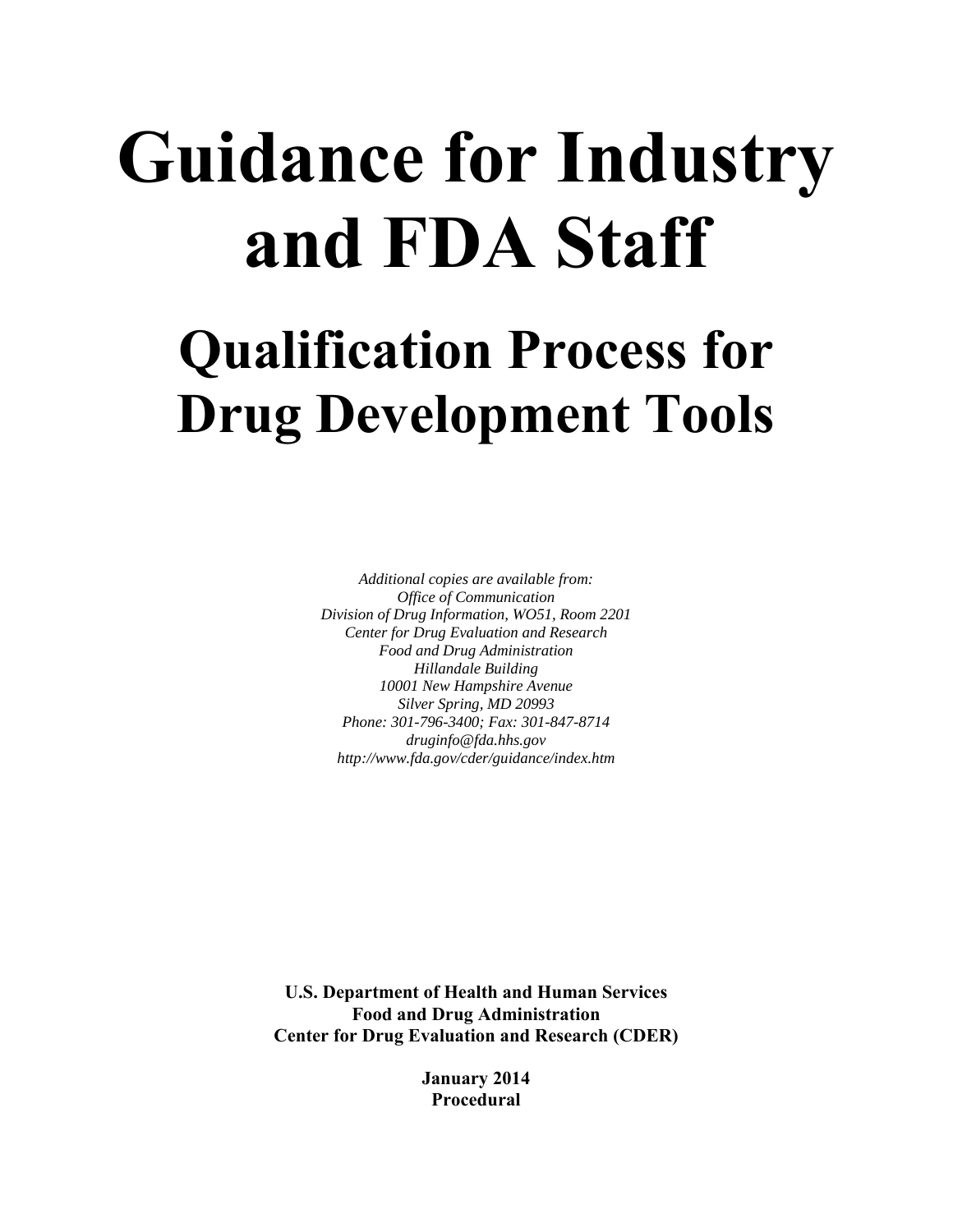# Guidance for Industry and FDA Staff

## Qualification Process for Drug Development Tools

*Additional copies are available from:*
*Office of Communication*
*Division of Drug Information, WO51, Room 2201*
*Center for Drug Evaluation and Research*
*Food and Drug Administration*
*Hillandale Building*
*10001 New Hampshire Avenue*
*Silver Spring, MD 20993*
*Phone: 301-796-3400; Fax: 301-847-8714*
*druginfo@fda.hhs.gov*
*http://www.fda.gov/cder/guidance/index.htm*

**U.S. Department of Health and Human Services**
**Food and Drug Administration**
**Center for Drug Evaluation and Research (CDER)**

**January 2014**
**Procedural**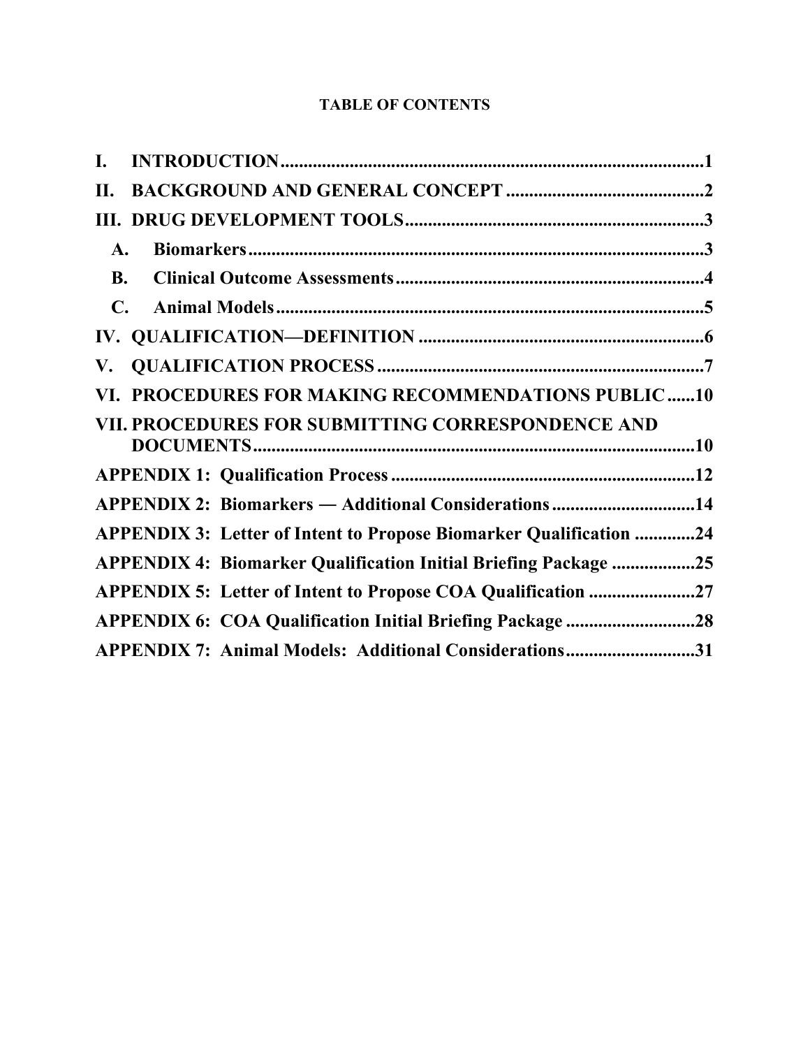**TABLE OF CONTENTS**

**I. INTRODUCTION** .......... 1

**II. BACKGROUND AND GENERAL CONCEPT** .......... 2

**III. DRUG DEVELOPMENT TOOLS** .......... 3

- **A. Biomarkers** .......... 3
- **B. Clinical Outcome Assessments** .......... 4
- **C. Animal Models** .......... 5

**IV. QUALIFICATION—DEFINITION** .......... 6

**V. QUALIFICATION PROCESS** .......... 7

**VI. PROCEDURES FOR MAKING RECOMMENDATIONS PUBLIC** .......... 10

**VII. PROCEDURES FOR SUBMITTING CORRESPONDENCE AND DOCUMENTS** .......... 10

**APPENDIX 1: Qualification Process** .......... 12

**APPENDIX 2: Biomarkers — Additional Considerations** .......... 14

**APPENDIX 3: Letter of Intent to Propose Biomarker Qualification** .......... 24

**APPENDIX 4: Biomarker Qualification Initial Briefing Package** .......... 25

**APPENDIX 5: Letter of Intent to Propose COA Qualification** .......... 27

**APPENDIX 6: COA Qualification Initial Briefing Package** .......... 28

**APPENDIX 7: Animal Models: Additional Considerations** .......... 31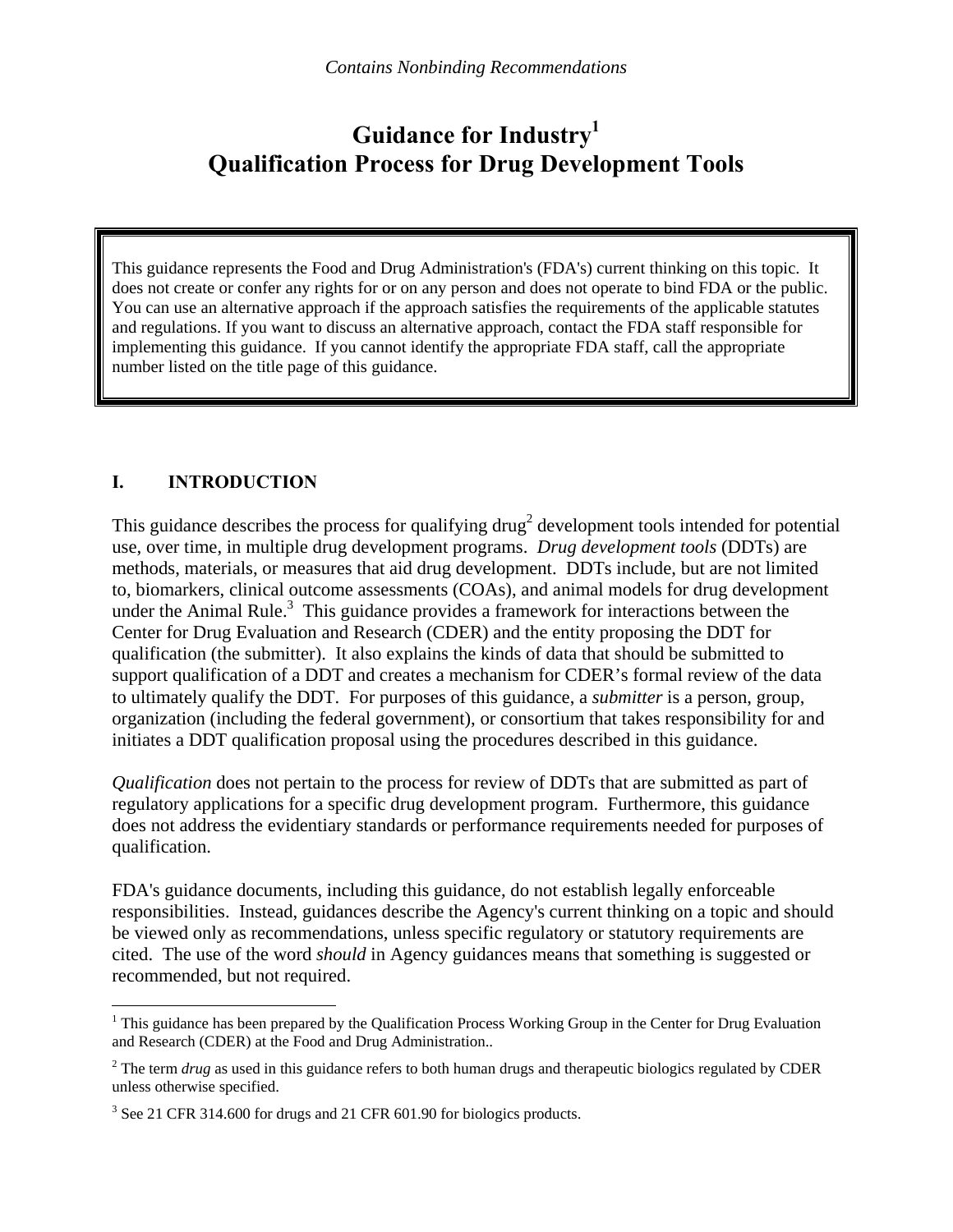*Contains Nonbinding Recommendations*

# Guidance for Industry[1]
# Qualification Process for Drug Development Tools

> This guidance represents the Food and Drug Administration's (FDA's) current thinking on this topic. It does not create or confer any rights for or on any person and does not operate to bind FDA or the public. You can use an alternative approach if the approach satisfies the requirements of the applicable statutes and regulations. If you want to discuss an alternative approach, contact the FDA staff responsible for implementing this guidance. If you cannot identify the appropriate FDA staff, call the appropriate number listed on the title page of this guidance.

## I. INTRODUCTION

This guidance describes the process for qualifying drug[2] development tools intended for potential use, over time, in multiple drug development programs. *Drug development tools* (DDTs) are methods, materials, or measures that aid drug development. DDTs include, but are not limited to, biomarkers, clinical outcome assessments (COAs), and animal models for drug development under the Animal Rule.[3] This guidance provides a framework for interactions between the Center for Drug Evaluation and Research (CDER) and the entity proposing the DDT for qualification (the submitter). It also explains the kinds of data that should be submitted to support qualification of a DDT and creates a mechanism for CDER's formal review of the data to ultimately qualify the DDT. For purposes of this guidance, a *submitter* is a person, group, organization (including the federal government), or consortium that takes responsibility for and initiates a DDT qualification proposal using the procedures described in this guidance.

*Qualification* does not pertain to the process for review of DDTs that are submitted as part of regulatory applications for a specific drug development program. Furthermore, this guidance does not address the evidentiary standards or performance requirements needed for purposes of qualification.

FDA's guidance documents, including this guidance, do not establish legally enforceable responsibilities. Instead, guidances describe the Agency's current thinking on a topic and should be viewed only as recommendations, unless specific regulatory or statutory requirements are cited. The use of the word *should* in Agency guidances means that something is suggested or recommended, but not required.

---

[1] This guidance has been prepared by the Qualification Process Working Group in the Center for Drug Evaluation and Research (CDER) at the Food and Drug Administration..

[2] The term *drug* as used in this guidance refers to both human drugs and therapeutic biologics regulated by CDER unless otherwise specified.

[3] See 21 CFR 314.600 for drugs and 21 CFR 601.90 for biologics products.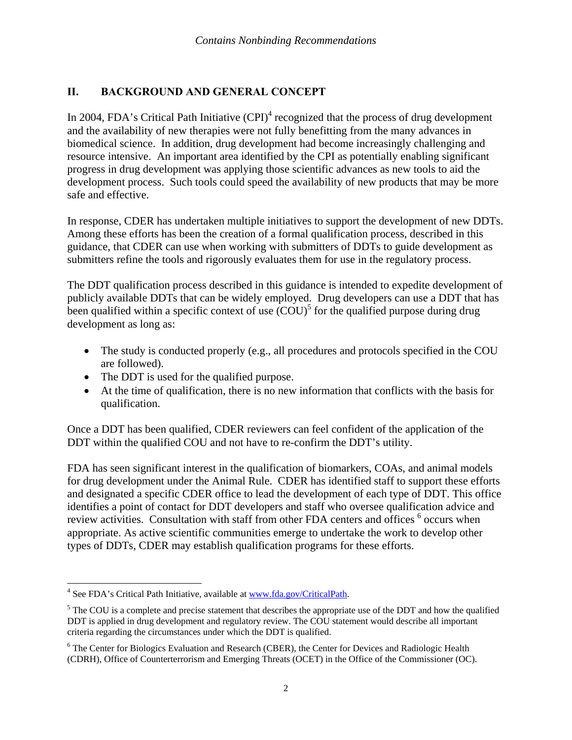## II. BACKGROUND AND GENERAL CONCEPT

In 2004, FDA's Critical Path Initiative (CPI)[4] recognized that the process of drug development and the availability of new therapies were not fully benefitting from the many advances in biomedical science. In addition, drug development had become increasingly challenging and resource intensive. An important area identified by the CPI as potentially enabling significant progress in drug development was applying those scientific advances as new tools to aid the development process. Such tools could speed the availability of new products that may be more safe and effective.

In response, CDER has undertaken multiple initiatives to support the development of new DDTs. Among these efforts has been the creation of a formal qualification process, described in this guidance, that CDER can use when working with submitters of DDTs to guide development as submitters refine the tools and rigorously evaluates them for use in the regulatory process.

The DDT qualification process described in this guidance is intended to expedite development of publicly available DDTs that can be widely employed. Drug developers can use a DDT that has been qualified within a specific context of use (COU)[5] for the qualified purpose during drug development as long as:

- The study is conducted properly (e.g., all procedures and protocols specified in the COU are followed).
- The DDT is used for the qualified purpose.
- At the time of qualification, there is no new information that conflicts with the basis for qualification.

Once a DDT has been qualified, CDER reviewers can feel confident of the application of the DDT within the qualified COU and not have to re-confirm the DDT's utility.

FDA has seen significant interest in the qualification of biomarkers, COAs, and animal models for drug development under the Animal Rule. CDER has identified staff to support these efforts and designated a specific CDER office to lead the development of each type of DDT. This office identifies a point of contact for DDT developers and staff who oversee qualification advice and review activities. Consultation with staff from other FDA centers and offices [6] occurs when appropriate. As active scientific communities emerge to undertake the work to develop other types of DDTs, CDER may establish qualification programs for these efforts.

---

[4] See FDA's Critical Path Initiative, available at www.fda.gov/CriticalPath.

[5] The COU is a complete and precise statement that describes the appropriate use of the DDT and how the qualified DDT is applied in drug development and regulatory review. The COU statement would describe all important criteria regarding the circumstances under which the DDT is qualified.

[6] The Center for Biologics Evaluation and Research (CBER), the Center for Devices and Radiologic Health (CDRH), Office of Counterterrorism and Emerging Threats (OCET) in the Office of the Commissioner (OC).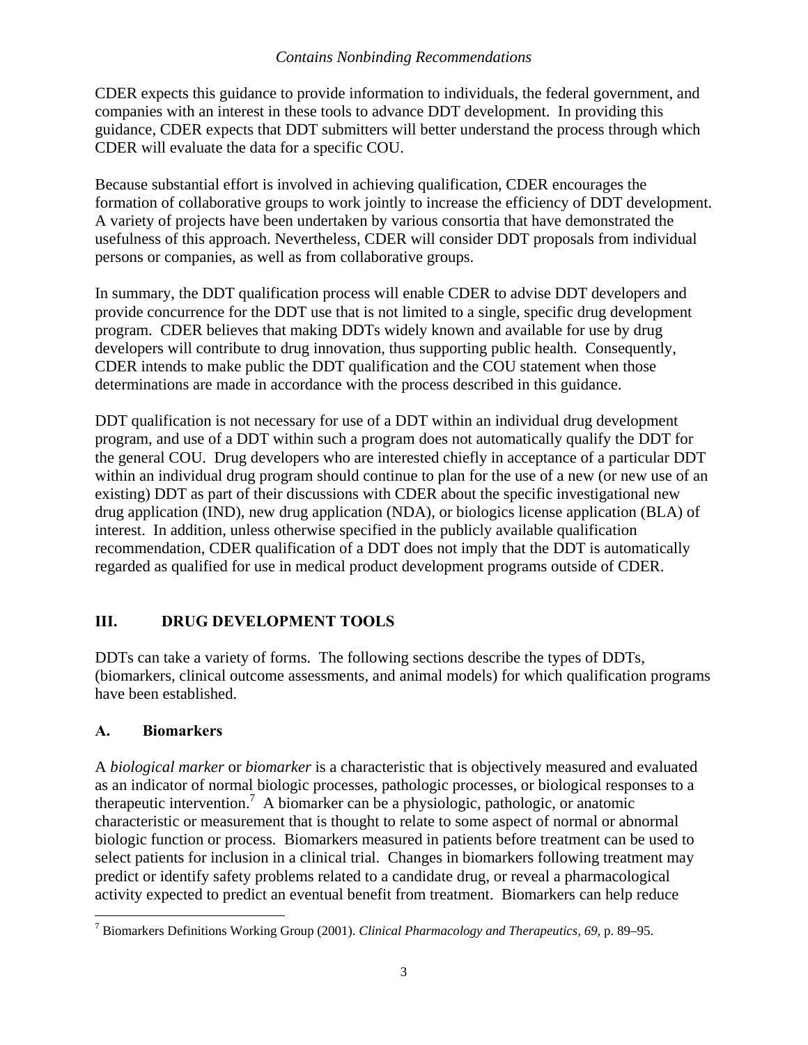CDER expects this guidance to provide information to individuals, the federal government, and companies with an interest in these tools to advance DDT development. In providing this guidance, CDER expects that DDT submitters will better understand the process through which CDER will evaluate the data for a specific COU.

Because substantial effort is involved in achieving qualification, CDER encourages the formation of collaborative groups to work jointly to increase the efficiency of DDT development. A variety of projects have been undertaken by various consortia that have demonstrated the usefulness of this approach. Nevertheless, CDER will consider DDT proposals from individual persons or companies, as well as from collaborative groups.

In summary, the DDT qualification process will enable CDER to advise DDT developers and provide concurrence for the DDT use that is not limited to a single, specific drug development program. CDER believes that making DDTs widely known and available for use by drug developers will contribute to drug innovation, thus supporting public health. Consequently, CDER intends to make public the DDT qualification and the COU statement when those determinations are made in accordance with the process described in this guidance.

DDT qualification is not necessary for use of a DDT within an individual drug development program, and use of a DDT within such a program does not automatically qualify the DDT for the general COU. Drug developers who are interested chiefly in acceptance of a particular DDT within an individual drug program should continue to plan for the use of a new (or new use of an existing) DDT as part of their discussions with CDER about the specific investigational new drug application (IND), new drug application (NDA), or biologics license application (BLA) of interest. In addition, unless otherwise specified in the publicly available qualification recommendation, CDER qualification of a DDT does not imply that the DDT is automatically regarded as qualified for use in medical product development programs outside of CDER.

## III. DRUG DEVELOPMENT TOOLS

DDTs can take a variety of forms. The following sections describe the types of DDTs, (biomarkers, clinical outcome assessments, and animal models) for which qualification programs have been established.

### A. Biomarkers

A *biological marker* or *biomarker* is a characteristic that is objectively measured and evaluated as an indicator of normal biologic processes, pathologic processes, or biological responses to a therapeutic intervention.[7] A biomarker can be a physiologic, pathologic, or anatomic characteristic or measurement that is thought to relate to some aspect of normal or abnormal biologic function or process. Biomarkers measured in patients before treatment can be used to select patients for inclusion in a clinical trial. Changes in biomarkers following treatment may predict or identify safety problems related to a candidate drug, or reveal a pharmacological activity expected to predict an eventual benefit from treatment. Biomarkers can help reduce

---

[7] Biomarkers Definitions Working Group (2001). *Clinical Pharmacology and Therapeutics, 69,* p. 89–95.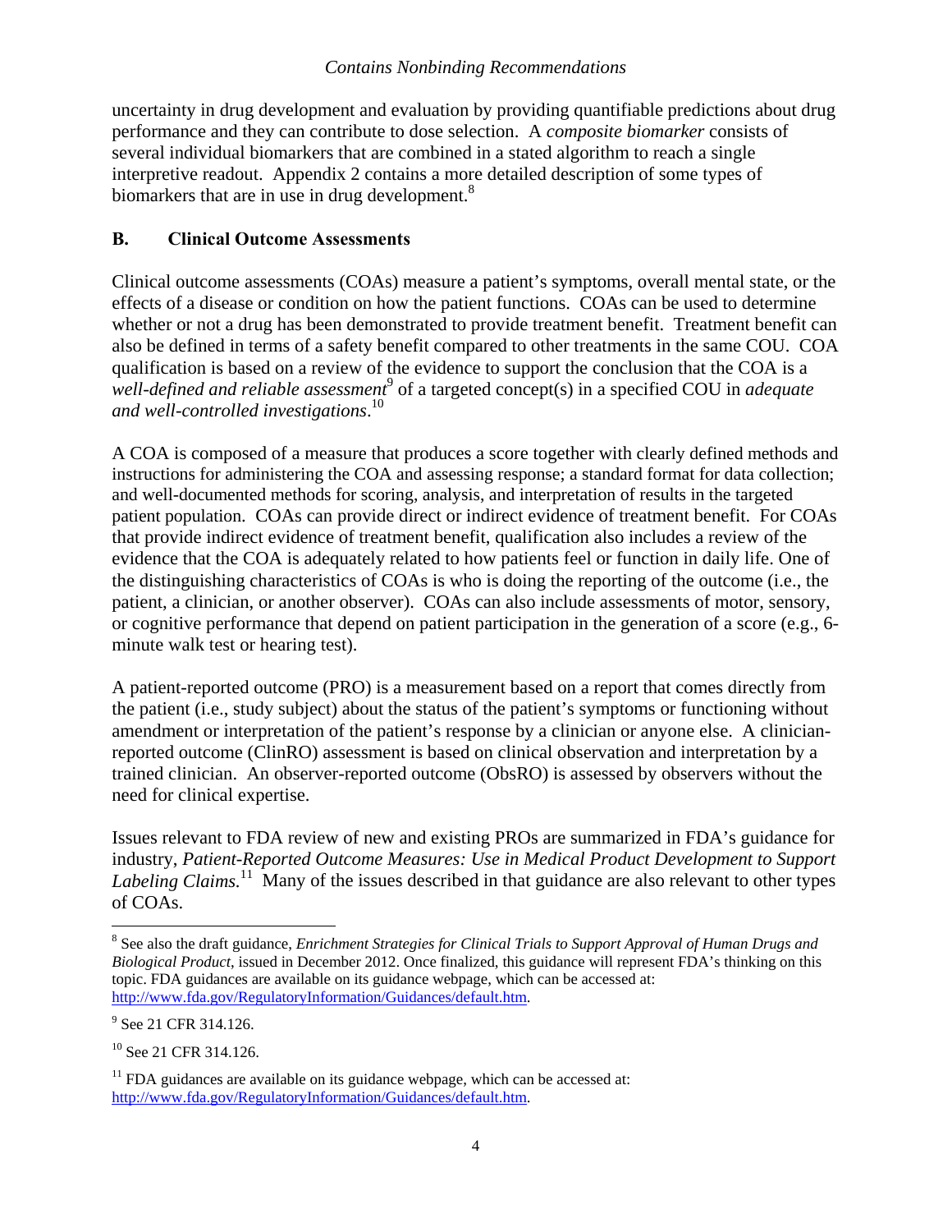uncertainty in drug development and evaluation by providing quantifiable predictions about drug performance and they can contribute to dose selection. A *composite biomarker* consists of several individual biomarkers that are combined in a stated algorithm to reach a single interpretive readout. Appendix 2 contains a more detailed description of some types of biomarkers that are in use in drug development.[8]

### B. Clinical Outcome Assessments

Clinical outcome assessments (COAs) measure a patient's symptoms, overall mental state, or the effects of a disease or condition on how the patient functions. COAs can be used to determine whether or not a drug has been demonstrated to provide treatment benefit. Treatment benefit can also be defined in terms of a safety benefit compared to other treatments in the same COU. COA qualification is based on a review of the evidence to support the conclusion that the COA is a *well-defined and reliable assessment*[9] of a targeted concept(s) in a specified COU in *adequate and well-controlled investigations*.[10]

A COA is composed of a measure that produces a score together with clearly defined methods and instructions for administering the COA and assessing response; a standard format for data collection; and well-documented methods for scoring, analysis, and interpretation of results in the targeted patient population. COAs can provide direct or indirect evidence of treatment benefit. For COAs that provide indirect evidence of treatment benefit, qualification also includes a review of the evidence that the COA is adequately related to how patients feel or function in daily life. One of the distinguishing characteristics of COAs is who is doing the reporting of the outcome (i.e., the patient, a clinician, or another observer). COAs can also include assessments of motor, sensory, or cognitive performance that depend on patient participation in the generation of a score (e.g., 6-minute walk test or hearing test).

A patient-reported outcome (PRO) is a measurement based on a report that comes directly from the patient (i.e., study subject) about the status of the patient's symptoms or functioning without amendment or interpretation of the patient's response by a clinician or anyone else. A clinician-reported outcome (ClinRO) assessment is based on clinical observation and interpretation by a trained clinician. An observer-reported outcome (ObsRO) is assessed by observers without the need for clinical expertise.

Issues relevant to FDA review of new and existing PROs are summarized in FDA's guidance for industry, *Patient-Reported Outcome Measures: Use in Medical Product Development to Support Labeling Claims*.[11] Many of the issues described in that guidance are also relevant to other types of COAs.

---

[8] See also the draft guidance, *Enrichment Strategies for Clinical Trials to Support Approval of Human Drugs and Biological Product*, issued in December 2012. Once finalized, this guidance will represent FDA's thinking on this topic. FDA guidances are available on its guidance webpage, which can be accessed at: http://www.fda.gov/RegulatoryInformation/Guidances/default.htm.

[9] See 21 CFR 314.126.

[10] See 21 CFR 314.126.

[11] FDA guidances are available on its guidance webpage, which can be accessed at: http://www.fda.gov/RegulatoryInformation/Guidances/default.htm.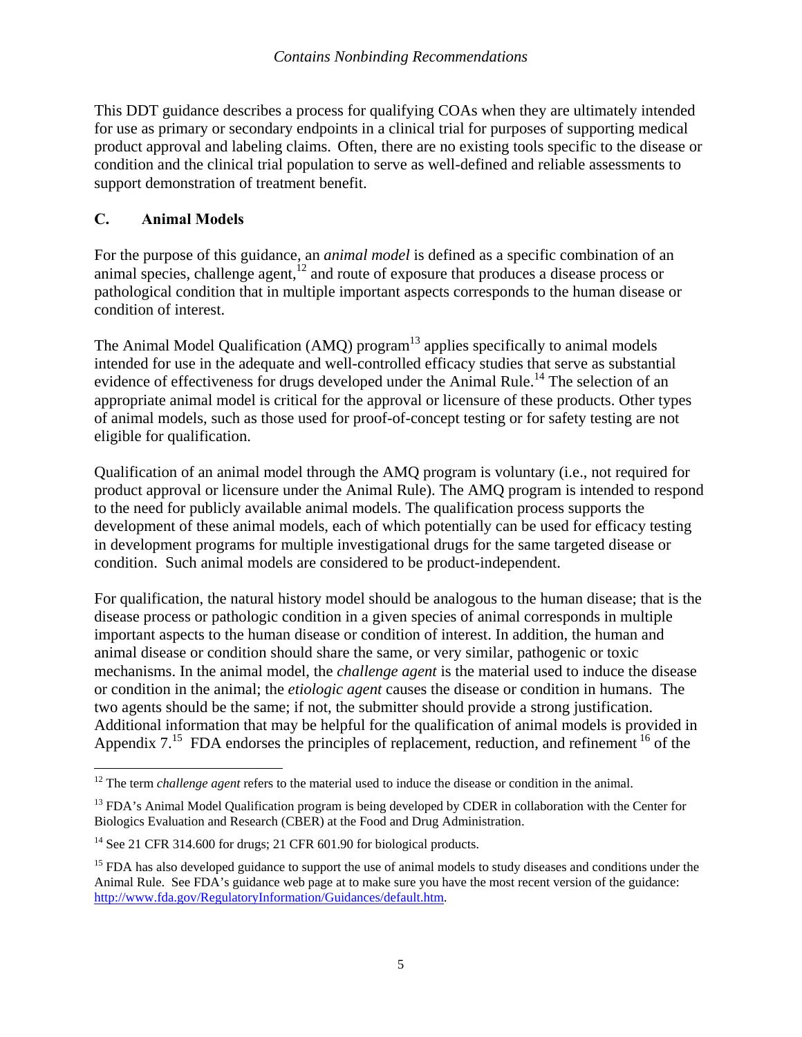This DDT guidance describes a process for qualifying COAs when they are ultimately intended for use as primary or secondary endpoints in a clinical trial for purposes of supporting medical product approval and labeling claims. Often, there are no existing tools specific to the disease or condition and the clinical trial population to serve as well-defined and reliable assessments to support demonstration of treatment benefit.

## C. Animal Models

For the purpose of this guidance, an *animal model* is defined as a specific combination of an animal species, challenge agent,[12] and route of exposure that produces a disease process or pathological condition that in multiple important aspects corresponds to the human disease or condition of interest.

The Animal Model Qualification (AMQ) program[13] applies specifically to animal models intended for use in the adequate and well-controlled efficacy studies that serve as substantial evidence of effectiveness for drugs developed under the Animal Rule.[14] The selection of an appropriate animal model is critical for the approval or licensure of these products. Other types of animal models, such as those used for proof-of-concept testing or for safety testing are not eligible for qualification.

Qualification of an animal model through the AMQ program is voluntary (i.e., not required for product approval or licensure under the Animal Rule). The AMQ program is intended to respond to the need for publicly available animal models. The qualification process supports the development of these animal models, each of which potentially can be used for efficacy testing in development programs for multiple investigational drugs for the same targeted disease or condition. Such animal models are considered to be product-independent.

For qualification, the natural history model should be analogous to the human disease; that is the disease process or pathologic condition in a given species of animal corresponds in multiple important aspects to the human disease or condition of interest. In addition, the human and animal disease or condition should share the same, or very similar, pathogenic or toxic mechanisms. In the animal model, the *challenge agent* is the material used to induce the disease or condition in the animal; the *etiologic agent* causes the disease or condition in humans. The two agents should be the same; if not, the submitter should provide a strong justification. Additional information that may be helpful for the qualification of animal models is provided in Appendix 7.[15] FDA endorses the principles of replacement, reduction, and refinement [16] of the

---

[12] The term *challenge agent* refers to the material used to induce the disease or condition in the animal.

[13] FDA's Animal Model Qualification program is being developed by CDER in collaboration with the Center for Biologics Evaluation and Research (CBER) at the Food and Drug Administration.

[14] See 21 CFR 314.600 for drugs; 21 CFR 601.90 for biological products.

[15] FDA has also developed guidance to support the use of animal models to study diseases and conditions under the Animal Rule. See FDA's guidance web page at to make sure you have the most recent version of the guidance: http://www.fda.gov/RegulatoryInformation/Guidances/default.htm.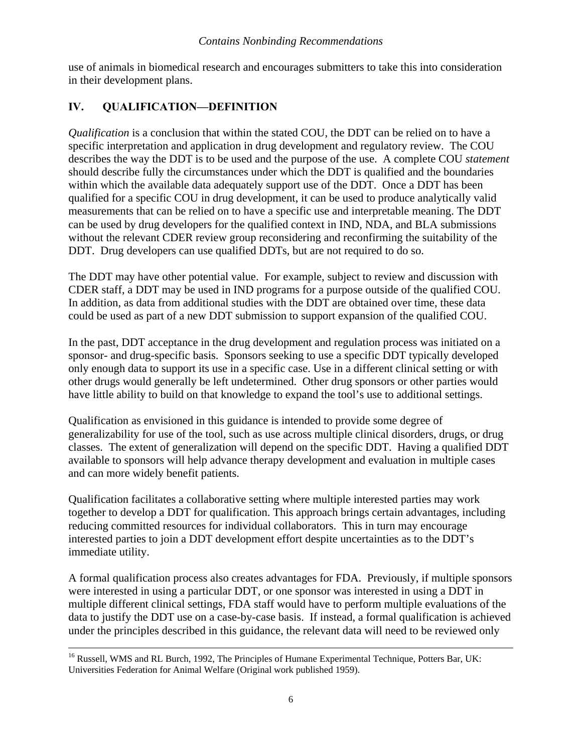use of animals in biomedical research and encourages submitters to take this into consideration in their development plans.

## IV. QUALIFICATION—DEFINITION

*Qualification* is a conclusion that within the stated COU, the DDT can be relied on to have a specific interpretation and application in drug development and regulatory review. The COU describes the way the DDT is to be used and the purpose of the use. A complete COU *statement* should describe fully the circumstances under which the DDT is qualified and the boundaries within which the available data adequately support use of the DDT. Once a DDT has been qualified for a specific COU in drug development, it can be used to produce analytically valid measurements that can be relied on to have a specific use and interpretable meaning. The DDT can be used by drug developers for the qualified context in IND, NDA, and BLA submissions without the relevant CDER review group reconsidering and reconfirming the suitability of the DDT. Drug developers can use qualified DDTs, but are not required to do so.

The DDT may have other potential value. For example, subject to review and discussion with CDER staff, a DDT may be used in IND programs for a purpose outside of the qualified COU. In addition, as data from additional studies with the DDT are obtained over time, these data could be used as part of a new DDT submission to support expansion of the qualified COU.

In the past, DDT acceptance in the drug development and regulation process was initiated on a sponsor- and drug-specific basis. Sponsors seeking to use a specific DDT typically developed only enough data to support its use in a specific case. Use in a different clinical setting or with other drugs would generally be left undetermined. Other drug sponsors or other parties would have little ability to build on that knowledge to expand the tool's use to additional settings.

Qualification as envisioned in this guidance is intended to provide some degree of generalizability for use of the tool, such as use across multiple clinical disorders, drugs, or drug classes. The extent of generalization will depend on the specific DDT. Having a qualified DDT available to sponsors will help advance therapy development and evaluation in multiple cases and can more widely benefit patients.

Qualification facilitates a collaborative setting where multiple interested parties may work together to develop a DDT for qualification. This approach brings certain advantages, including reducing committed resources for individual collaborators. This in turn may encourage interested parties to join a DDT development effort despite uncertainties as to the DDT's immediate utility.

A formal qualification process also creates advantages for FDA. Previously, if multiple sponsors were interested in using a particular DDT, or one sponsor was interested in using a DDT in multiple different clinical settings, FDA staff would have to perform multiple evaluations of the data to justify the DDT use on a case-by-case basis. If instead, a formal qualification is achieved under the principles described in this guidance, the relevant data will need to be reviewed only

---

[16] Russell, WMS and RL Burch, 1992, The Principles of Humane Experimental Technique, Potters Bar, UK: Universities Federation for Animal Welfare (Original work published 1959).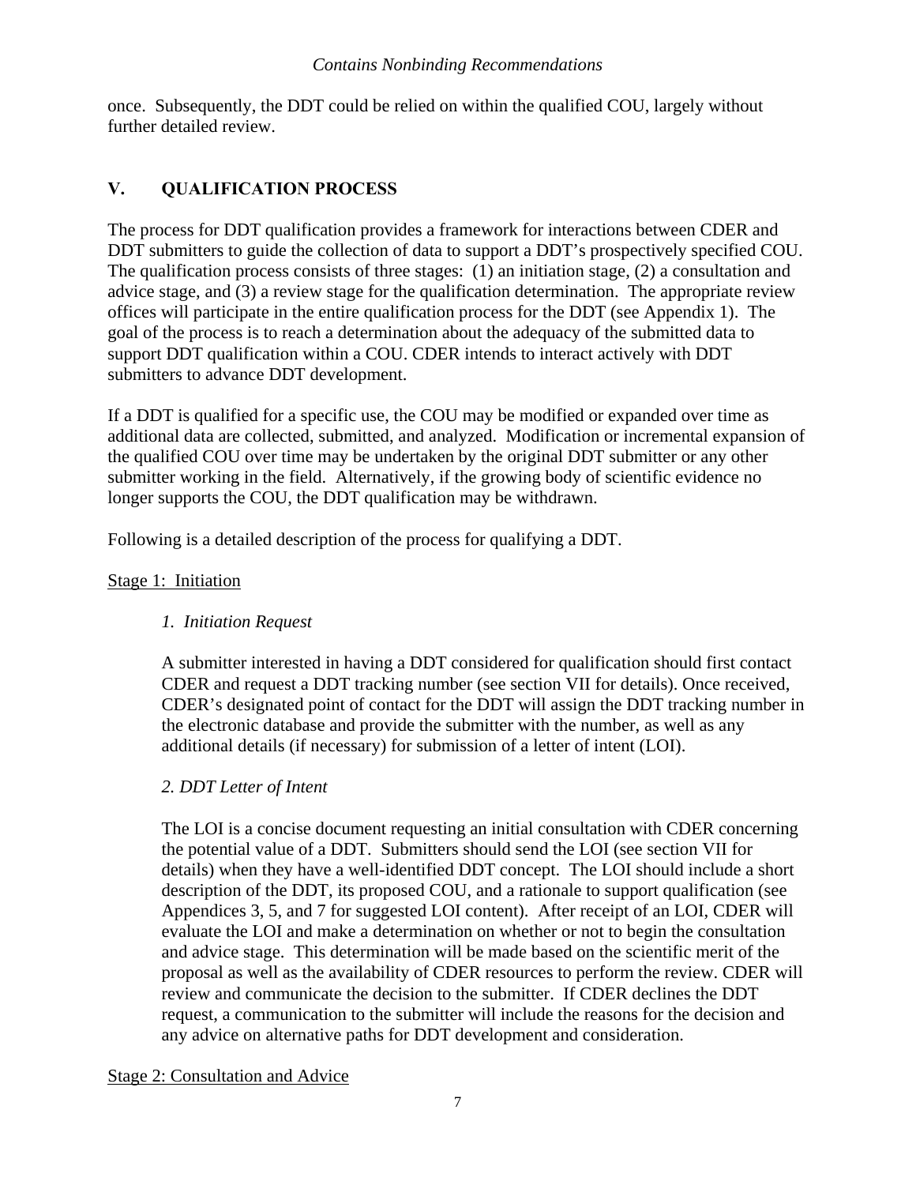once. Subsequently, the DDT could be relied on within the qualified COU, largely without further detailed review.

## V. QUALIFICATION PROCESS

The process for DDT qualification provides a framework for interactions between CDER and DDT submitters to guide the collection of data to support a DDT's prospectively specified COU. The qualification process consists of three stages: (1) an initiation stage, (2) a consultation and advice stage, and (3) a review stage for the qualification determination. The appropriate review offices will participate in the entire qualification process for the DDT (see Appendix 1). The goal of the process is to reach a determination about the adequacy of the submitted data to support DDT qualification within a COU. CDER intends to interact actively with DDT submitters to advance DDT development.

If a DDT is qualified for a specific use, the COU may be modified or expanded over time as additional data are collected, submitted, and analyzed. Modification or incremental expansion of the qualified COU over time may be undertaken by the original DDT submitter or any other submitter working in the field. Alternatively, if the growing body of scientific evidence no longer supports the COU, the DDT qualification may be withdrawn.

Following is a detailed description of the process for qualifying a DDT.

<u>Stage 1: Initiation</u>

*1. Initiation Request*

A submitter interested in having a DDT considered for qualification should first contact CDER and request a DDT tracking number (see section VII for details). Once received, CDER's designated point of contact for the DDT will assign the DDT tracking number in the electronic database and provide the submitter with the number, as well as any additional details (if necessary) for submission of a letter of intent (LOI).

*2. DDT Letter of Intent*

The LOI is a concise document requesting an initial consultation with CDER concerning the potential value of a DDT. Submitters should send the LOI (see section VII for details) when they have a well-identified DDT concept. The LOI should include a short description of the DDT, its proposed COU, and a rationale to support qualification (see Appendices 3, 5, and 7 for suggested LOI content). After receipt of an LOI, CDER will evaluate the LOI and make a determination on whether or not to begin the consultation and advice stage. This determination will be made based on the scientific merit of the proposal as well as the availability of CDER resources to perform the review. CDER will review and communicate the decision to the submitter. If CDER declines the DDT request, a communication to the submitter will include the reasons for the decision and any advice on alternative paths for DDT development and consideration.

<u>Stage 2: Consultation and Advice</u>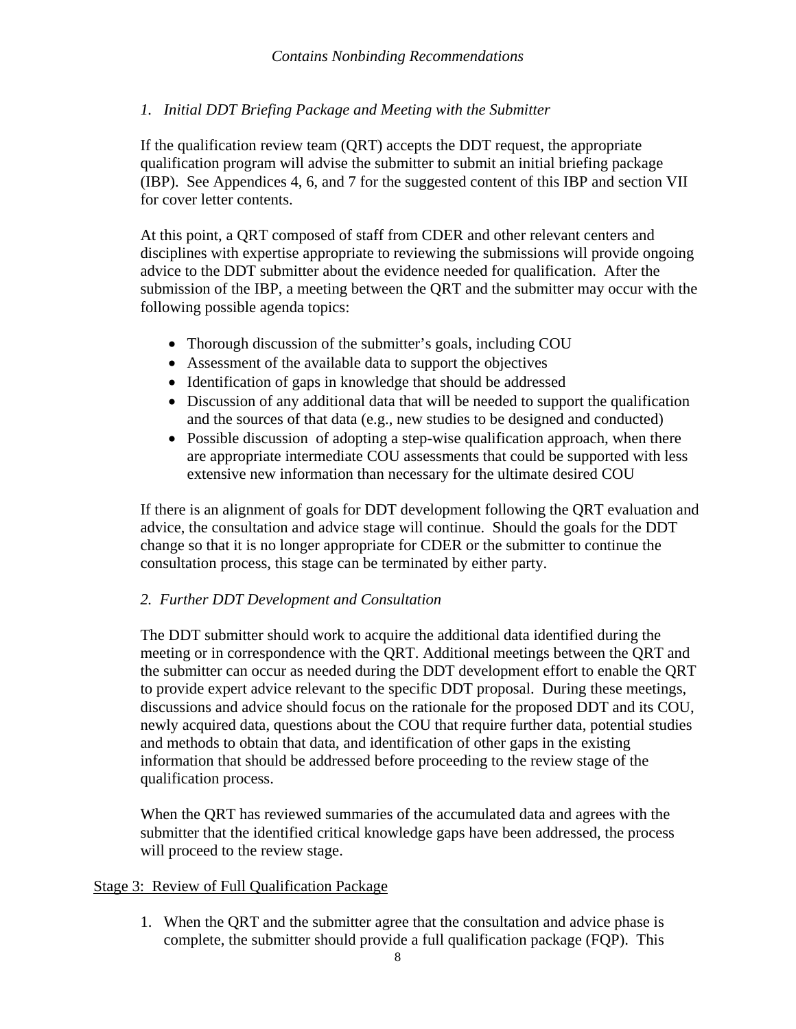*1. Initial DDT Briefing Package and Meeting with the Submitter*

If the qualification review team (QRT) accepts the DDT request, the appropriate qualification program will advise the submitter to submit an initial briefing package (IBP). See Appendices 4, 6, and 7 for the suggested content of this IBP and section VII for cover letter contents.

At this point, a QRT composed of staff from CDER and other relevant centers and disciplines with expertise appropriate to reviewing the submissions will provide ongoing advice to the DDT submitter about the evidence needed for qualification. After the submission of the IBP, a meeting between the QRT and the submitter may occur with the following possible agenda topics:

- Thorough discussion of the submitter's goals, including COU
- Assessment of the available data to support the objectives
- Identification of gaps in knowledge that should be addressed
- Discussion of any additional data that will be needed to support the qualification and the sources of that data (e.g., new studies to be designed and conducted)
- Possible discussion of adopting a step-wise qualification approach, when there are appropriate intermediate COU assessments that could be supported with less extensive new information than necessary for the ultimate desired COU

If there is an alignment of goals for DDT development following the QRT evaluation and advice, the consultation and advice stage will continue. Should the goals for the DDT change so that it is no longer appropriate for CDER or the submitter to continue the consultation process, this stage can be terminated by either party.

*2. Further DDT Development and Consultation*

The DDT submitter should work to acquire the additional data identified during the meeting or in correspondence with the QRT. Additional meetings between the QRT and the submitter can occur as needed during the DDT development effort to enable the QRT to provide expert advice relevant to the specific DDT proposal. During these meetings, discussions and advice should focus on the rationale for the proposed DDT and its COU, newly acquired data, questions about the COU that require further data, potential studies and methods to obtain that data, and identification of other gaps in the existing information that should be addressed before proceeding to the review stage of the qualification process.

When the QRT has reviewed summaries of the accumulated data and agrees with the submitter that the identified critical knowledge gaps have been addressed, the process will proceed to the review stage.

Stage 3: Review of Full Qualification Package

1. When the QRT and the submitter agree that the consultation and advice phase is complete, the submitter should provide a full qualification package (FQP). This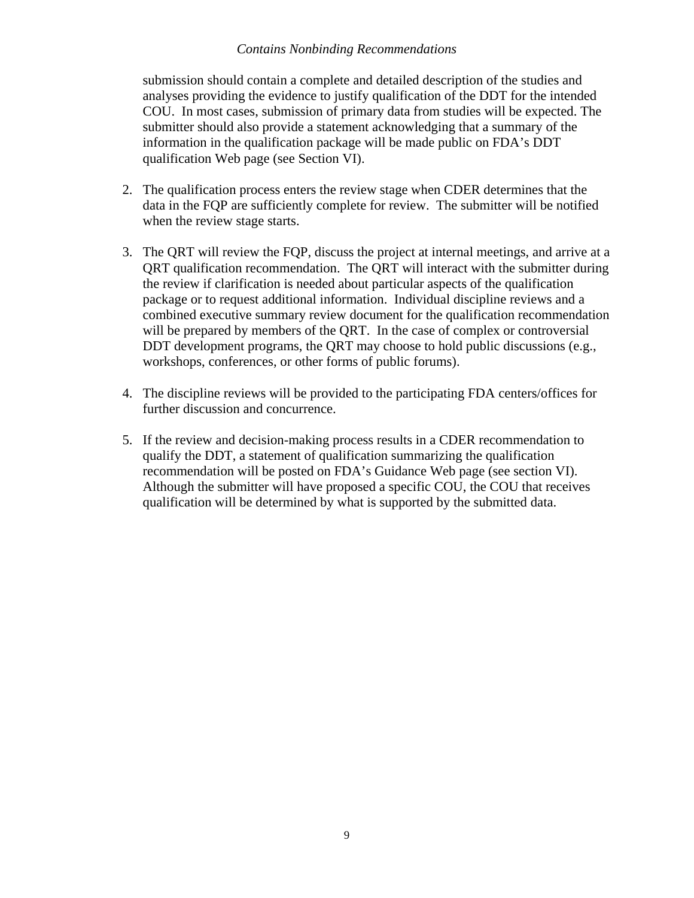submission should contain a complete and detailed description of the studies and analyses providing the evidence to justify qualification of the DDT for the intended COU. In most cases, submission of primary data from studies will be expected. The submitter should also provide a statement acknowledging that a summary of the information in the qualification package will be made public on FDA's DDT qualification Web page (see Section VI).

2. The qualification process enters the review stage when CDER determines that the data in the FQP are sufficiently complete for review. The submitter will be notified when the review stage starts.

3. The QRT will review the FQP, discuss the project at internal meetings, and arrive at a QRT qualification recommendation. The QRT will interact with the submitter during the review if clarification is needed about particular aspects of the qualification package or to request additional information. Individual discipline reviews and a combined executive summary review document for the qualification recommendation will be prepared by members of the QRT. In the case of complex or controversial DDT development programs, the QRT may choose to hold public discussions (e.g., workshops, conferences, or other forms of public forums).

4. The discipline reviews will be provided to the participating FDA centers/offices for further discussion and concurrence.

5. If the review and decision-making process results in a CDER recommendation to qualify the DDT, a statement of qualification summarizing the qualification recommendation will be posted on FDA's Guidance Web page (see section VI). Although the submitter will have proposed a specific COU, the COU that receives qualification will be determined by what is supported by the submitted data.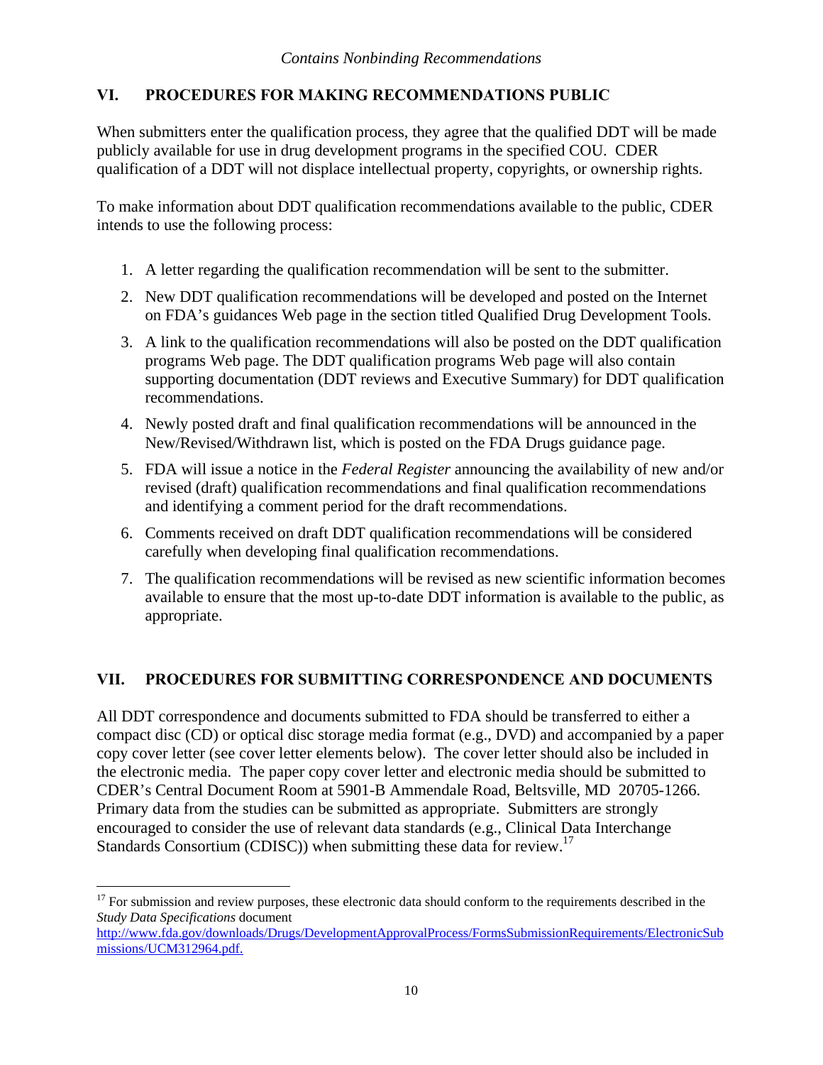## VI. PROCEDURES FOR MAKING RECOMMENDATIONS PUBLIC

When submitters enter the qualification process, they agree that the qualified DDT will be made publicly available for use in drug development programs in the specified COU. CDER qualification of a DDT will not displace intellectual property, copyrights, or ownership rights.

To make information about DDT qualification recommendations available to the public, CDER intends to use the following process:

1. A letter regarding the qualification recommendation will be sent to the submitter.
2. New DDT qualification recommendations will be developed and posted on the Internet on FDA's guidances Web page in the section titled Qualified Drug Development Tools.
3. A link to the qualification recommendations will also be posted on the DDT qualification programs Web page. The DDT qualification programs Web page will also contain supporting documentation (DDT reviews and Executive Summary) for DDT qualification recommendations.
4. Newly posted draft and final qualification recommendations will be announced in the New/Revised/Withdrawn list, which is posted on the FDA Drugs guidance page.
5. FDA will issue a notice in the *Federal Register* announcing the availability of new and/or revised (draft) qualification recommendations and final qualification recommendations and identifying a comment period for the draft recommendations.
6. Comments received on draft DDT qualification recommendations will be considered carefully when developing final qualification recommendations.
7. The qualification recommendations will be revised as new scientific information becomes available to ensure that the most up-to-date DDT information is available to the public, as appropriate.

## VII. PROCEDURES FOR SUBMITTING CORRESPONDENCE AND DOCUMENTS

All DDT correspondence and documents submitted to FDA should be transferred to either a compact disc (CD) or optical disc storage media format (e.g., DVD) and accompanied by a paper copy cover letter (see cover letter elements below). The cover letter should also be included in the electronic media. The paper copy cover letter and electronic media should be submitted to CDER's Central Document Room at 5901-B Ammendale Road, Beltsville, MD 20705-1266. Primary data from the studies can be submitted as appropriate. Submitters are strongly encouraged to consider the use of relevant data standards (e.g., Clinical Data Interchange Standards Consortium (CDISC)) when submitting these data for review.[17]

---

[17] For submission and review purposes, these electronic data should conform to the requirements described in the *Study Data Specifications* document http://www.fda.gov/downloads/Drugs/DevelopmentApprovalProcess/FormsSubmissionRequirements/ElectronicSubmissions/UCM312964.pdf.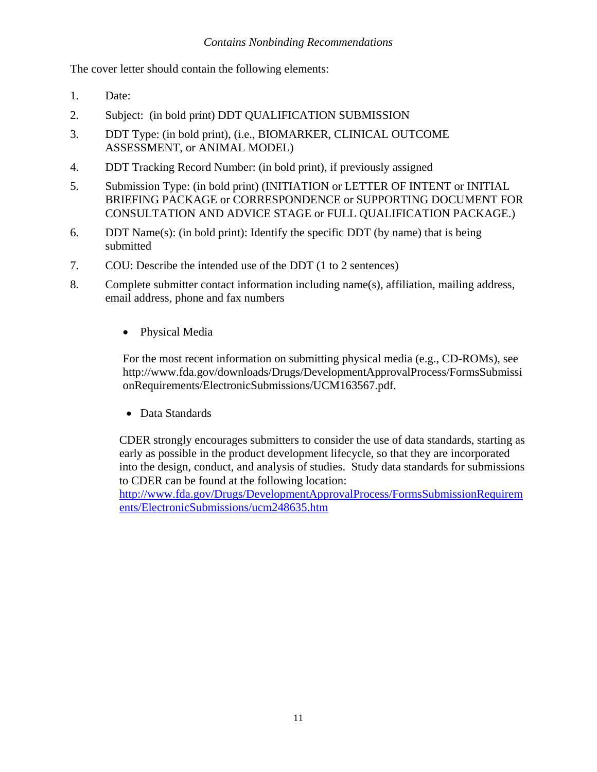The cover letter should contain the following elements:

1. Date:
2. Subject: (in bold print) DDT QUALIFICATION SUBMISSION
3. DDT Type: (in bold print), (i.e., BIOMARKER, CLINICAL OUTCOME ASSESSMENT, or ANIMAL MODEL)
4. DDT Tracking Record Number: (in bold print), if previously assigned
5. Submission Type: (in bold print) (INITIATION or LETTER OF INTENT or INITIAL BRIEFING PACKAGE or CORRESPONDENCE or SUPPORTING DOCUMENT FOR CONSULTATION AND ADVICE STAGE or FULL QUALIFICATION PACKAGE.)
6. DDT Name(s): (in bold print): Identify the specific DDT (by name) that is being submitted
7. COU: Describe the intended use of the DDT (1 to 2 sentences)
8. Complete submitter contact information including name(s), affiliation, mailing address, email address, phone and fax numbers

- Physical Media

  For the most recent information on submitting physical media (e.g., CD-ROMs), see http://www.fda.gov/downloads/Drugs/DevelopmentApprovalProcess/FormsSubmissionRequirements/ElectronicSubmissions/UCM163567.pdf.

- Data Standards

  CDER strongly encourages submitters to consider the use of data standards, starting as early as possible in the product development lifecycle, so that they are incorporated into the design, conduct, and analysis of studies. Study data standards for submissions to CDER can be found at the following location: http://www.fda.gov/Drugs/DevelopmentApprovalProcess/FormsSubmissionRequirements/ElectronicSubmissions/ucm248635.htm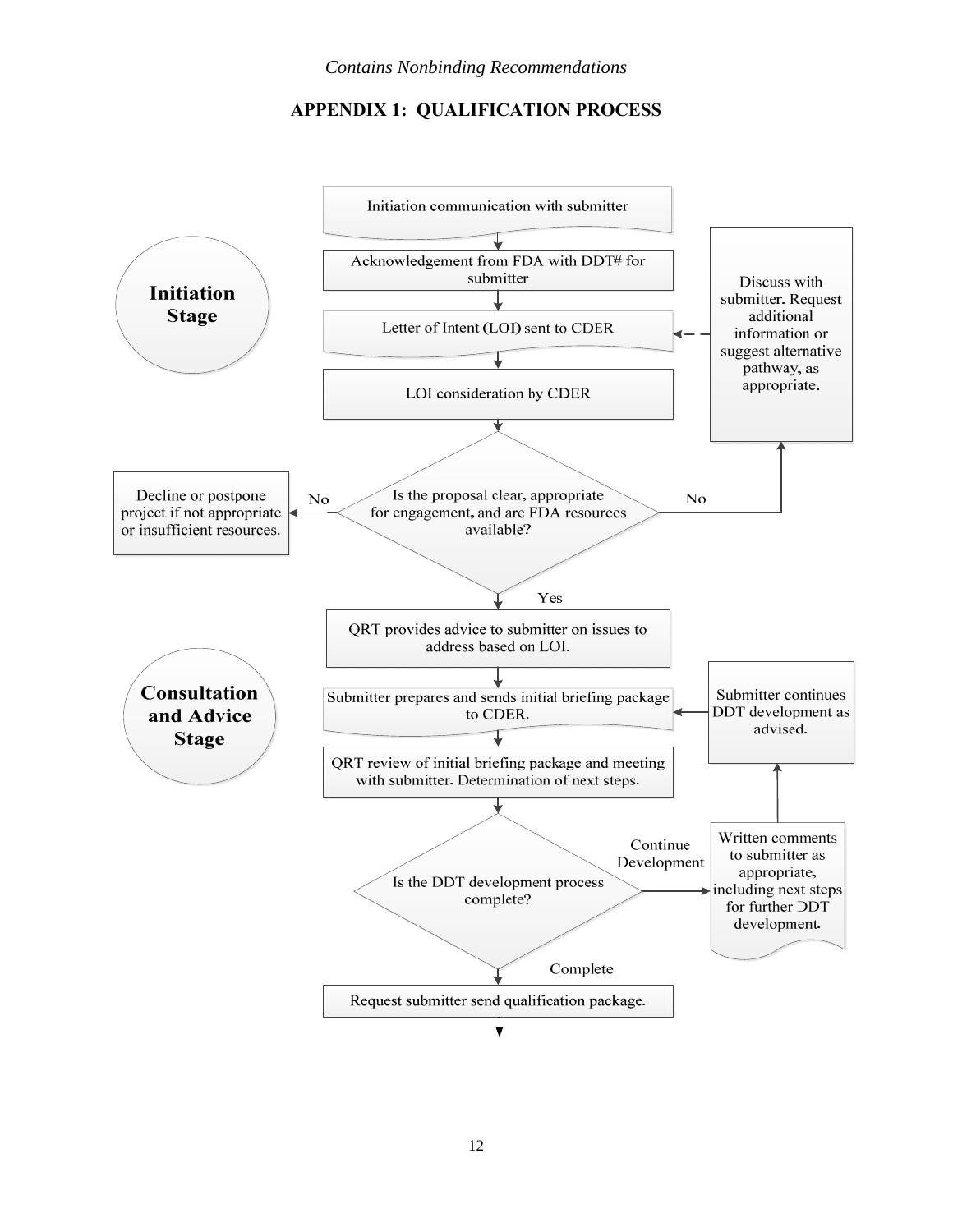# APPENDIX 1: QUALIFICATION PROCESS

**Initiation Stage**

- Initiation communication with submitter
- Acknowledgement from FDA with DDT# for submitter
- Letter of Intent (LOI) sent to CDER
- LOI consideration by CDER
- Is the proposal clear, appropriate for engagement, and are FDA resources available?
  - No → Decline or postpone project if not appropriate or insufficient resources.
  - No → Discuss with submitter. Request additional information or suggest alternative pathway, as appropriate. (→ Letter of Intent (LOI) sent to CDER)
  - Yes → QRT provides advice to submitter on issues to address based on LOI.

**Consultation and Advice Stage**

- QRT provides advice to submitter on issues to address based on LOI.
- Submitter prepares and sends initial briefing package to CDER.
- QRT review of initial briefing package and meeting with submitter. Determination of next steps.
- Is the DDT development process complete?
  - Continue Development → Written comments to submitter as appropriate, including next steps for further DDT development. → Submitter continues DDT development as advised. (→ Submitter prepares and sends initial briefing package to CDER.)
  - Complete → Request submitter send qualification package.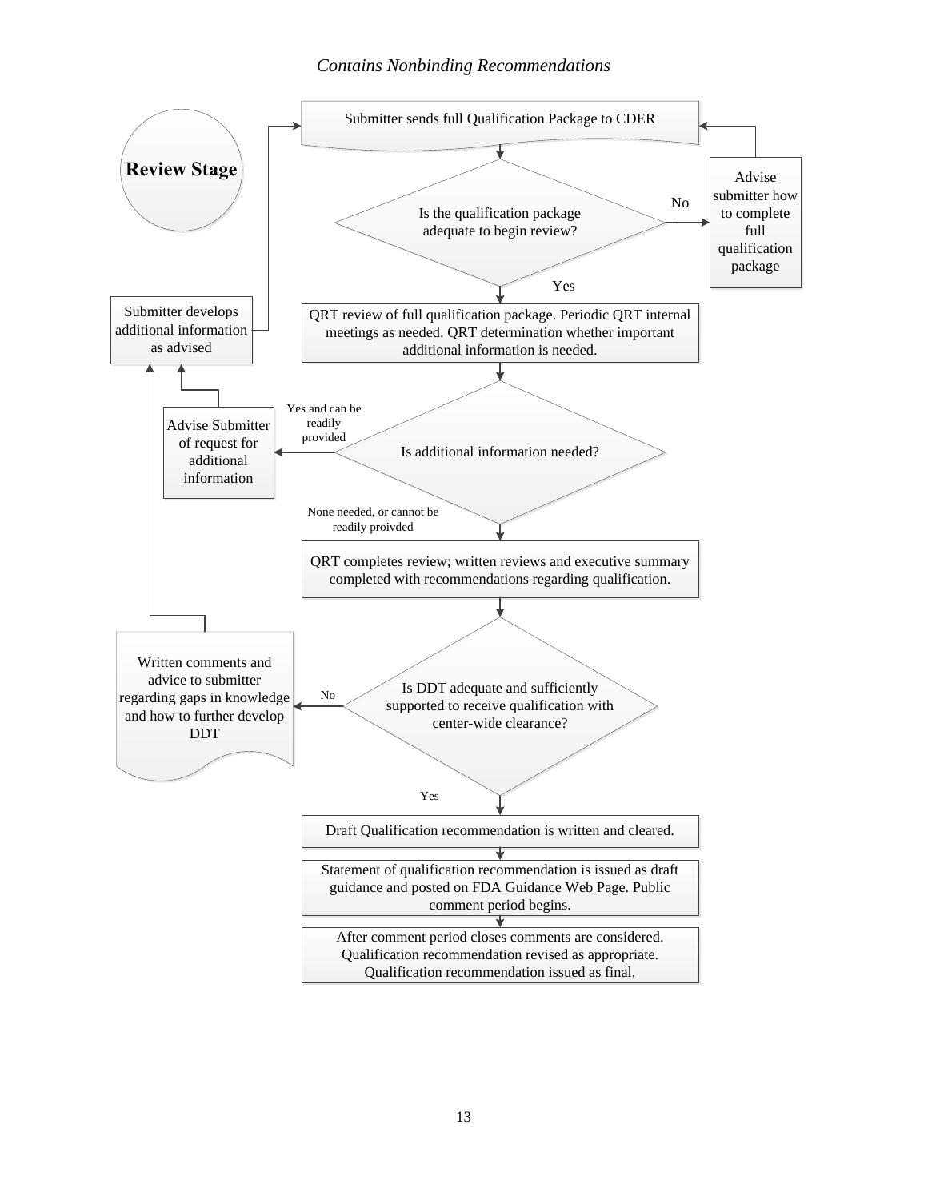**Review Stage**

Submitter sends full Qualification Package to CDER

Is the qualification package adequate to begin review?

- No → Advise submitter how to complete full qualification package → (return to) Submitter sends full Qualification Package to CDER
- Yes → QRT review of full qualification package. Periodic QRT internal meetings as needed. QRT determination whether important additional information is needed.

Is additional information needed?

- Yes and can be readily provided → Advise Submitter of request for additional information → Submitter develops additional information as advised → (return to) Submitter sends full Qualification Package to CDER
- None needed, or cannot be readily proivded → QRT completes review; written reviews and executive summary completed with recommendations regarding qualification.

Is DDT adequate and sufficiently supported to receive qualification with center-wide clearance?

- No → Written comments and advice to submitter regarding gaps in knowledge and how to further develop DDT → Submitter develops additional information as advised
- Yes → Draft Qualification recommendation is written and cleared.

Statement of qualification recommendation is issued as draft guidance and posted on FDA Guidance Web Page. Public comment period begins.

After comment period closes comments are considered. Qualification recommendation revised as appropriate. Qualification recommendation issued as final.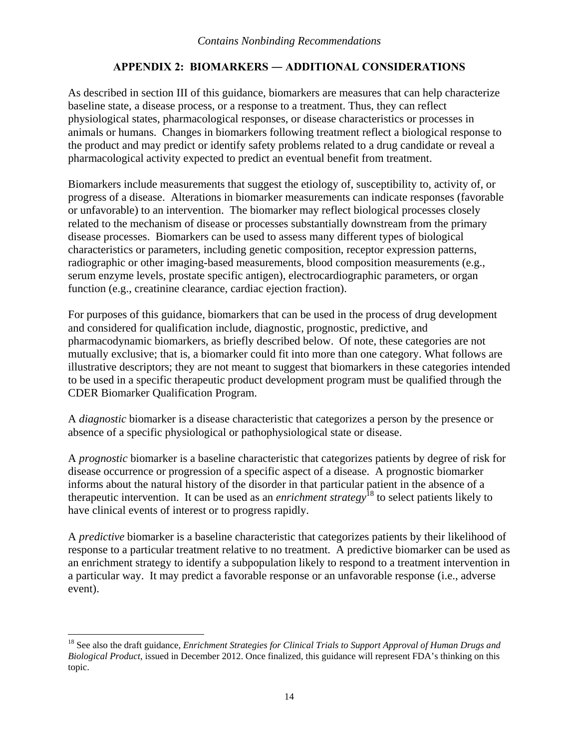## APPENDIX 2: BIOMARKERS — ADDITIONAL CONSIDERATIONS

As described in section III of this guidance, biomarkers are measures that can help characterize baseline state, a disease process, or a response to a treatment. Thus, they can reflect physiological states, pharmacological responses, or disease characteristics or processes in animals or humans. Changes in biomarkers following treatment reflect a biological response to the product and may predict or identify safety problems related to a drug candidate or reveal a pharmacological activity expected to predict an eventual benefit from treatment.

Biomarkers include measurements that suggest the etiology of, susceptibility to, activity of, or progress of a disease. Alterations in biomarker measurements can indicate responses (favorable or unfavorable) to an intervention. The biomarker may reflect biological processes closely related to the mechanism of disease or processes substantially downstream from the primary disease processes. Biomarkers can be used to assess many different types of biological characteristics or parameters, including genetic composition, receptor expression patterns, radiographic or other imaging-based measurements, blood composition measurements (e.g., serum enzyme levels, prostate specific antigen), electrocardiographic parameters, or organ function (e.g., creatinine clearance, cardiac ejection fraction).

For purposes of this guidance, biomarkers that can be used in the process of drug development and considered for qualification include, diagnostic, prognostic, predictive, and pharmacodynamic biomarkers, as briefly described below. Of note, these categories are not mutually exclusive; that is, a biomarker could fit into more than one category. What follows are illustrative descriptors; they are not meant to suggest that biomarkers in these categories intended to be used in a specific therapeutic product development program must be qualified through the CDER Biomarker Qualification Program.

A *diagnostic* biomarker is a disease characteristic that categorizes a person by the presence or absence of a specific physiological or pathophysiological state or disease.

A *prognostic* biomarker is a baseline characteristic that categorizes patients by degree of risk for disease occurrence or progression of a specific aspect of a disease. A prognostic biomarker informs about the natural history of the disorder in that particular patient in the absence of a therapeutic intervention. It can be used as an *enrichment strategy*[18] to select patients likely to have clinical events of interest or to progress rapidly.

A *predictive* biomarker is a baseline characteristic that categorizes patients by their likelihood of response to a particular treatment relative to no treatment. A predictive biomarker can be used as an enrichment strategy to identify a subpopulation likely to respond to a treatment intervention in a particular way. It may predict a favorable response or an unfavorable response (i.e., adverse event).

---

[18] See also the draft guidance, *Enrichment Strategies for Clinical Trials to Support Approval of Human Drugs and Biological Product*, issued in December 2012. Once finalized, this guidance will represent FDA's thinking on this topic.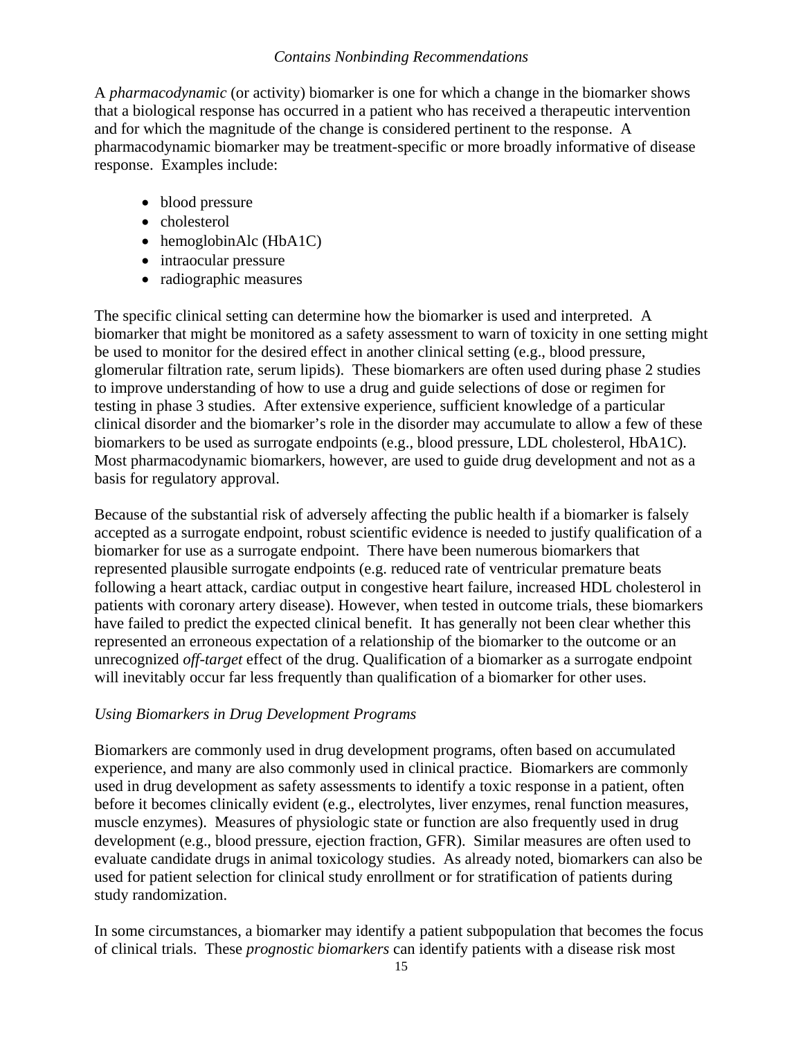A *pharmacodynamic* (or activity) biomarker is one for which a change in the biomarker shows that a biological response has occurred in a patient who has received a therapeutic intervention and for which the magnitude of the change is considered pertinent to the response. A pharmacodynamic biomarker may be treatment-specific or more broadly informative of disease response. Examples include:

- blood pressure
- cholesterol
- hemoglobinAlc (HbA1C)
- intraocular pressure
- radiographic measures

The specific clinical setting can determine how the biomarker is used and interpreted. A biomarker that might be monitored as a safety assessment to warn of toxicity in one setting might be used to monitor for the desired effect in another clinical setting (e.g., blood pressure, glomerular filtration rate, serum lipids). These biomarkers are often used during phase 2 studies to improve understanding of how to use a drug and guide selections of dose or regimen for testing in phase 3 studies. After extensive experience, sufficient knowledge of a particular clinical disorder and the biomarker's role in the disorder may accumulate to allow a few of these biomarkers to be used as surrogate endpoints (e.g., blood pressure, LDL cholesterol, HbA1C). Most pharmacodynamic biomarkers, however, are used to guide drug development and not as a basis for regulatory approval.

Because of the substantial risk of adversely affecting the public health if a biomarker is falsely accepted as a surrogate endpoint, robust scientific evidence is needed to justify qualification of a biomarker for use as a surrogate endpoint. There have been numerous biomarkers that represented plausible surrogate endpoints (e.g. reduced rate of ventricular premature beats following a heart attack, cardiac output in congestive heart failure, increased HDL cholesterol in patients with coronary artery disease). However, when tested in outcome trials, these biomarkers have failed to predict the expected clinical benefit. It has generally not been clear whether this represented an erroneous expectation of a relationship of the biomarker to the outcome or an unrecognized *off-target* effect of the drug. Qualification of a biomarker as a surrogate endpoint will inevitably occur far less frequently than qualification of a biomarker for other uses.

*Using Biomarkers in Drug Development Programs*

Biomarkers are commonly used in drug development programs, often based on accumulated experience, and many are also commonly used in clinical practice. Biomarkers are commonly used in drug development as safety assessments to identify a toxic response in a patient, often before it becomes clinically evident (e.g., electrolytes, liver enzymes, renal function measures, muscle enzymes). Measures of physiologic state or function are also frequently used in drug development (e.g., blood pressure, ejection fraction, GFR). Similar measures are often used to evaluate candidate drugs in animal toxicology studies. As already noted, biomarkers can also be used for patient selection for clinical study enrollment or for stratification of patients during study randomization.

In some circumstances, a biomarker may identify a patient subpopulation that becomes the focus of clinical trials. These *prognostic biomarkers* can identify patients with a disease risk most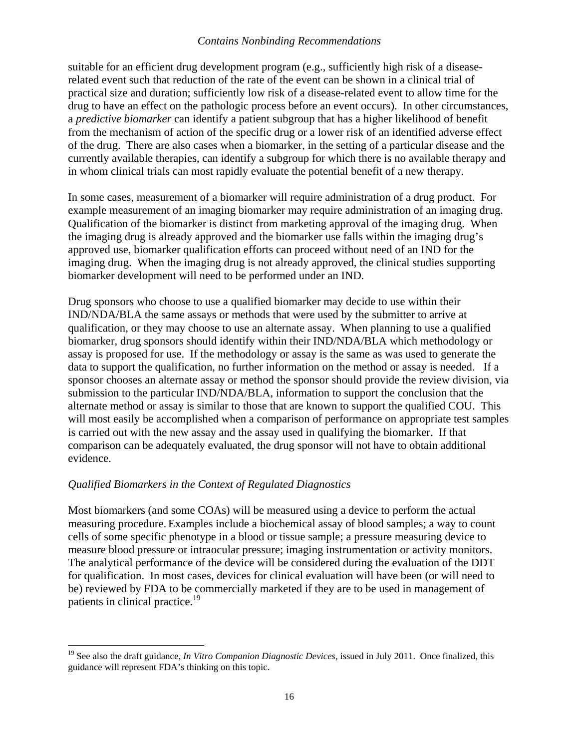suitable for an efficient drug development program (e.g., sufficiently high risk of a disease-related event such that reduction of the rate of the event can be shown in a clinical trial of practical size and duration; sufficiently low risk of a disease-related event to allow time for the drug to have an effect on the pathologic process before an event occurs). In other circumstances, a *predictive biomarker* can identify a patient subgroup that has a higher likelihood of benefit from the mechanism of action of the specific drug or a lower risk of an identified adverse effect of the drug. There are also cases when a biomarker, in the setting of a particular disease and the currently available therapies, can identify a subgroup for which there is no available therapy and in whom clinical trials can most rapidly evaluate the potential benefit of a new therapy.

In some cases, measurement of a biomarker will require administration of a drug product. For example measurement of an imaging biomarker may require administration of an imaging drug. Qualification of the biomarker is distinct from marketing approval of the imaging drug. When the imaging drug is already approved and the biomarker use falls within the imaging drug's approved use, biomarker qualification efforts can proceed without need of an IND for the imaging drug. When the imaging drug is not already approved, the clinical studies supporting biomarker development will need to be performed under an IND.

Drug sponsors who choose to use a qualified biomarker may decide to use within their IND/NDA/BLA the same assays or methods that were used by the submitter to arrive at qualification, or they may choose to use an alternate assay. When planning to use a qualified biomarker, drug sponsors should identify within their IND/NDA/BLA which methodology or assay is proposed for use. If the methodology or assay is the same as was used to generate the data to support the qualification, no further information on the method or assay is needed. If a sponsor chooses an alternate assay or method the sponsor should provide the review division, via submission to the particular IND/NDA/BLA, information to support the conclusion that the alternate method or assay is similar to those that are known to support the qualified COU. This will most easily be accomplished when a comparison of performance on appropriate test samples is carried out with the new assay and the assay used in qualifying the biomarker. If that comparison can be adequately evaluated, the drug sponsor will not have to obtain additional evidence.

*Qualified Biomarkers in the Context of Regulated Diagnostics*

Most biomarkers (and some COAs) will be measured using a device to perform the actual measuring procedure. Examples include a biochemical assay of blood samples; a way to count cells of some specific phenotype in a blood or tissue sample; a pressure measuring device to measure blood pressure or intraocular pressure; imaging instrumentation or activity monitors. The analytical performance of the device will be considered during the evaluation of the DDT for qualification. In most cases, devices for clinical evaluation will have been (or will need to be) reviewed by FDA to be commercially marketed if they are to be used in management of patients in clinical practice.[19]

[19] See also the draft guidance, *In Vitro Companion Diagnostic Devices*, issued in July 2011. Once finalized, this guidance will represent FDA's thinking on this topic.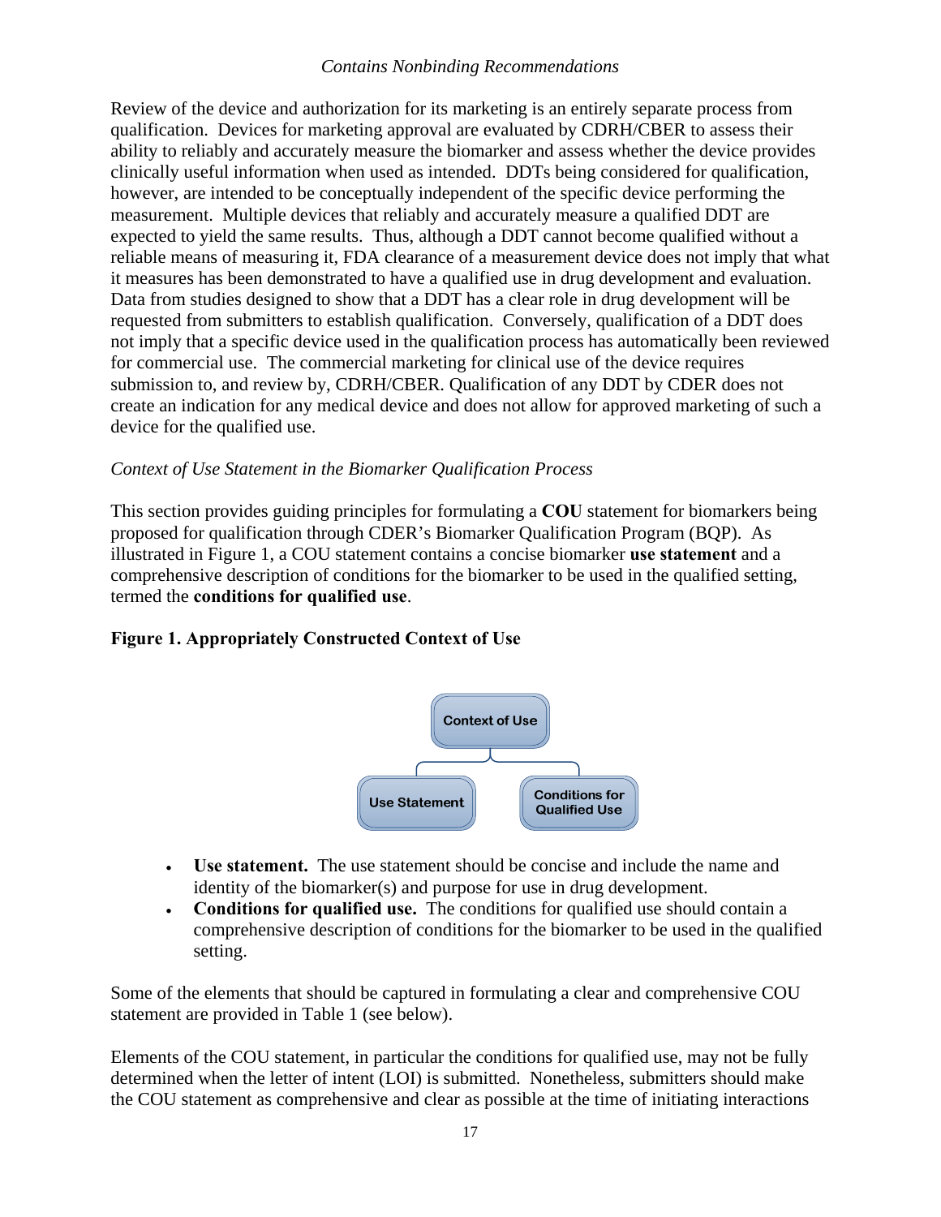Review of the device and authorization for its marketing is an entirely separate process from qualification. Devices for marketing approval are evaluated by CDRH/CBER to assess their ability to reliably and accurately measure the biomarker and assess whether the device provides clinically useful information when used as intended. DDTs being considered for qualification, however, are intended to be conceptually independent of the specific device performing the measurement. Multiple devices that reliably and accurately measure a qualified DDT are expected to yield the same results. Thus, although a DDT cannot become qualified without a reliable means of measuring it, FDA clearance of a measurement device does not imply that what it measures has been demonstrated to have a qualified use in drug development and evaluation. Data from studies designed to show that a DDT has a clear role in drug development will be requested from submitters to establish qualification. Conversely, qualification of a DDT does not imply that a specific device used in the qualification process has automatically been reviewed for commercial use. The commercial marketing for clinical use of the device requires submission to, and review by, CDRH/CBER. Qualification of any DDT by CDER does not create an indication for any medical device and does not allow for approved marketing of such a device for the qualified use.

*Context of Use Statement in the Biomarker Qualification Process*

This section provides guiding principles for formulating a **COU** statement for biomarkers being proposed for qualification through CDER's Biomarker Qualification Program (BQP). As illustrated in Figure 1, a COU statement contains a concise biomarker **use statement** and a comprehensive description of conditions for the biomarker to be used in the qualified setting, termed the **conditions for qualified use**.

**Figure 1. Appropriately Constructed Context of Use**

Context of Use

Use Statement | Conditions for Qualified Use

- **Use statement.** The use statement should be concise and include the name and identity of the biomarker(s) and purpose for use in drug development.
- **Conditions for qualified use.** The conditions for qualified use should contain a comprehensive description of conditions for the biomarker to be used in the qualified setting.

Some of the elements that should be captured in formulating a clear and comprehensive COU statement are provided in Table 1 (see below).

Elements of the COU statement, in particular the conditions for qualified use, may not be fully determined when the letter of intent (LOI) is submitted. Nonetheless, submitters should make the COU statement as comprehensive and clear as possible at the time of initiating interactions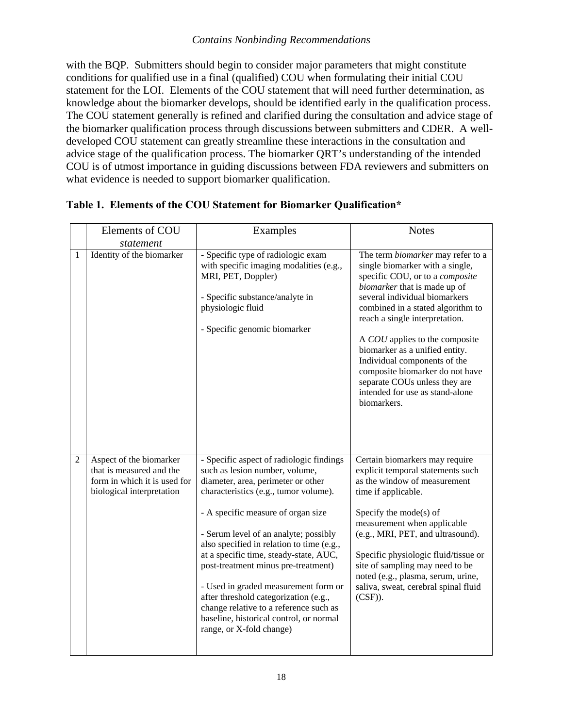with the BQP. Submitters should begin to consider major parameters that might constitute conditions for qualified use in a final (qualified) COU when formulating their initial COU statement for the LOI. Elements of the COU statement that will need further determination, as knowledge about the biomarker develops, should be identified early in the qualification process. The COU statement generally is refined and clarified during the consultation and advice stage of the biomarker qualification process through discussions between submitters and CDER. A well-developed COU statement can greatly streamline these interactions in the consultation and advice stage of the qualification process. The biomarker QRT's understanding of the intended COU is of utmost importance in guiding discussions between FDA reviewers and submitters on what evidence is needed to support biomarker qualification.

**Table 1. Elements of the COU Statement for Biomarker Qualification***

| | Elements of COU *statement* | Examples | Notes |
|---|---|---|---|
| 1 | Identity of the biomarker | - Specific type of radiologic exam with specific imaging modalities (e.g., MRI, PET, Doppler)<br><br>- Specific substance/analyte in physiologic fluid<br><br>- Specific genomic biomarker | The term *biomarker* may refer to a single biomarker with a single, specific COU, or to a *composite biomarker* that is made up of several individual biomarkers combined in a stated algorithm to reach a single interpretation.<br><br>A *COU* applies to the composite biomarker as a unified entity. Individual components of the composite biomarker do not have separate COUs unless they are intended for use as stand-alone biomarkers. |
| 2 | Aspect of the biomarker that is measured and the form in which it is used for biological interpretation | - Specific aspect of radiologic findings such as lesion number, volume, diameter, area, perimeter or other characteristics (e.g., tumor volume).<br><br>- A specific measure of organ size<br><br>- Serum level of an analyte; possibly also specified in relation to time (e.g., at a specific time, steady-state, AUC, post-treatment minus pre-treatment)<br><br>- Used in graded measurement form or after threshold categorization (e.g., change relative to a reference such as baseline, historical control, or normal range, or X-fold change) | Certain biomarkers may require explicit temporal statements such as the window of measurement time if applicable.<br><br>Specify the mode(s) of measurement when applicable (e.g., MRI, PET, and ultrasound).<br><br>Specific physiologic fluid/tissue or site of sampling may need to be noted (e.g., plasma, serum, urine, saliva, sweat, cerebral spinal fluid (CSF)). |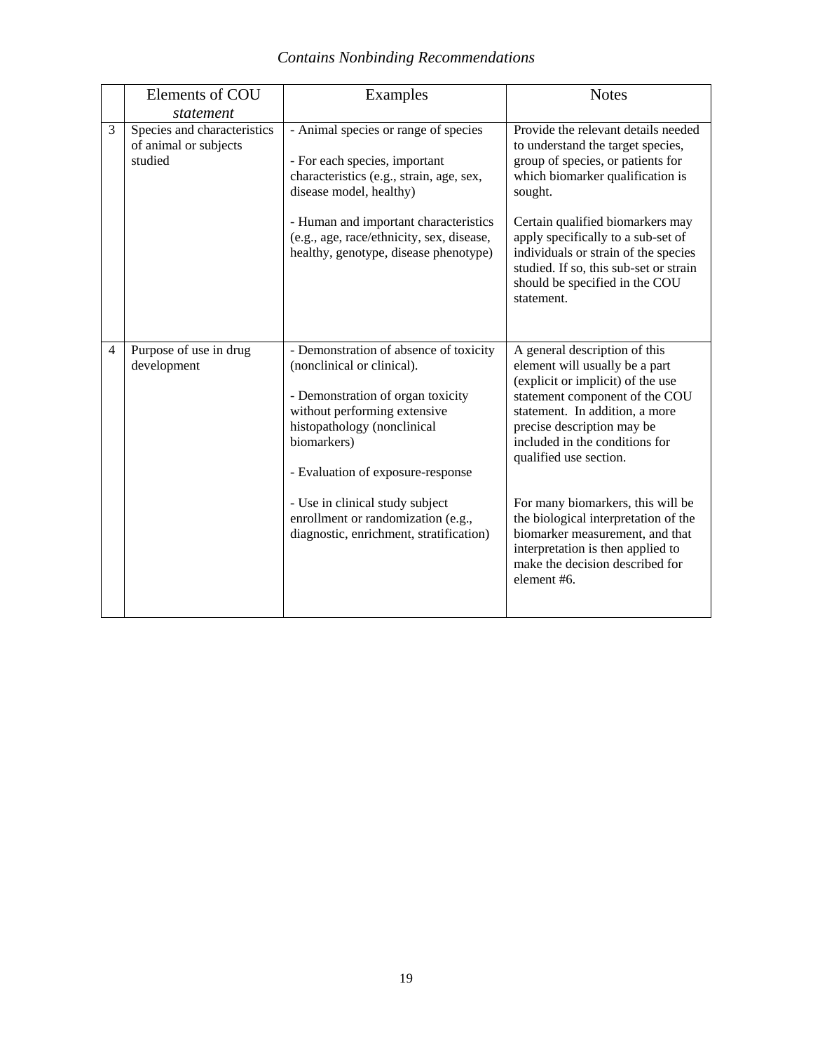| | Elements of COU *statement* | Examples | Notes |
|---|---|---|---|
| 3 | Species and characteristics of animal or subjects studied | - Animal species or range of species<br><br>- For each species, important characteristics (e.g., strain, age, sex, disease model, healthy)<br><br>- Human and important characteristics (e.g., age, race/ethnicity, sex, disease, healthy, genotype, disease phenotype) | Provide the relevant details needed to understand the target species, group of species, or patients for which biomarker qualification is sought.<br><br>Certain qualified biomarkers may apply specifically to a sub-set of individuals or strain of the species studied. If so, this sub-set or strain should be specified in the COU statement. |
| 4 | Purpose of use in drug development | - Demonstration of absence of toxicity (nonclinical or clinical).<br><br>- Demonstration of organ toxicity without performing extensive histopathology (nonclinical biomarkers)<br><br>- Evaluation of exposure-response<br><br>- Use in clinical study subject enrollment or randomization (e.g., diagnostic, enrichment, stratification) | A general description of this element will usually be a part (explicit or implicit) of the use statement component of the COU statement. In addition, a more precise description may be included in the conditions for qualified use section.<br><br>For many biomarkers, this will be the biological interpretation of the biomarker measurement, and that interpretation is then applied to make the decision described for element #6. |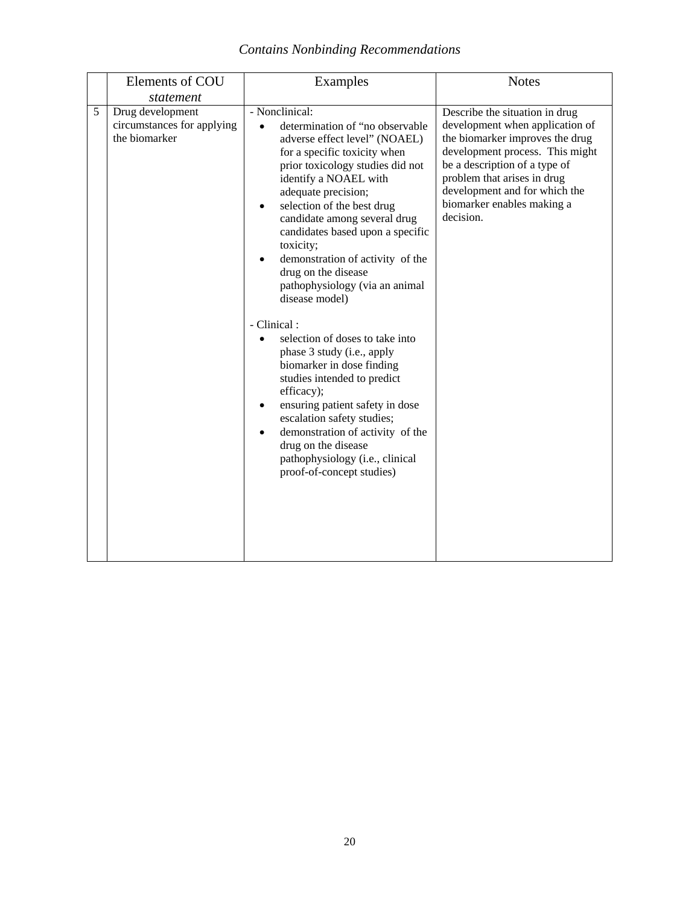| | Elements of COU *statement* | Examples | Notes |
|---|---|---|---|
| 5 | Drug development circumstances for applying the biomarker | - Nonclinical:<br>• determination of "no observable adverse effect level" (NOAEL) for a specific toxicity when prior toxicology studies did not identify a NOAEL with adequate precision;<br>• selection of the best drug candidate among several drug candidates based upon a specific toxicity;<br>• demonstration of activity of the drug on the disease pathophysiology (via an animal disease model)<br><br>- Clinical :<br>• selection of doses to take into phase 3 study (i.e., apply biomarker in dose finding studies intended to predict efficacy);<br>• ensuring patient safety in dose escalation safety studies;<br>• demonstration of activity of the drug on the disease pathophysiology (i.e., clinical proof-of-concept studies) | Describe the situation in drug development when application of the biomarker improves the drug development process. This might be a description of a type of problem that arises in drug development and for which the biomarker enables making a decision. |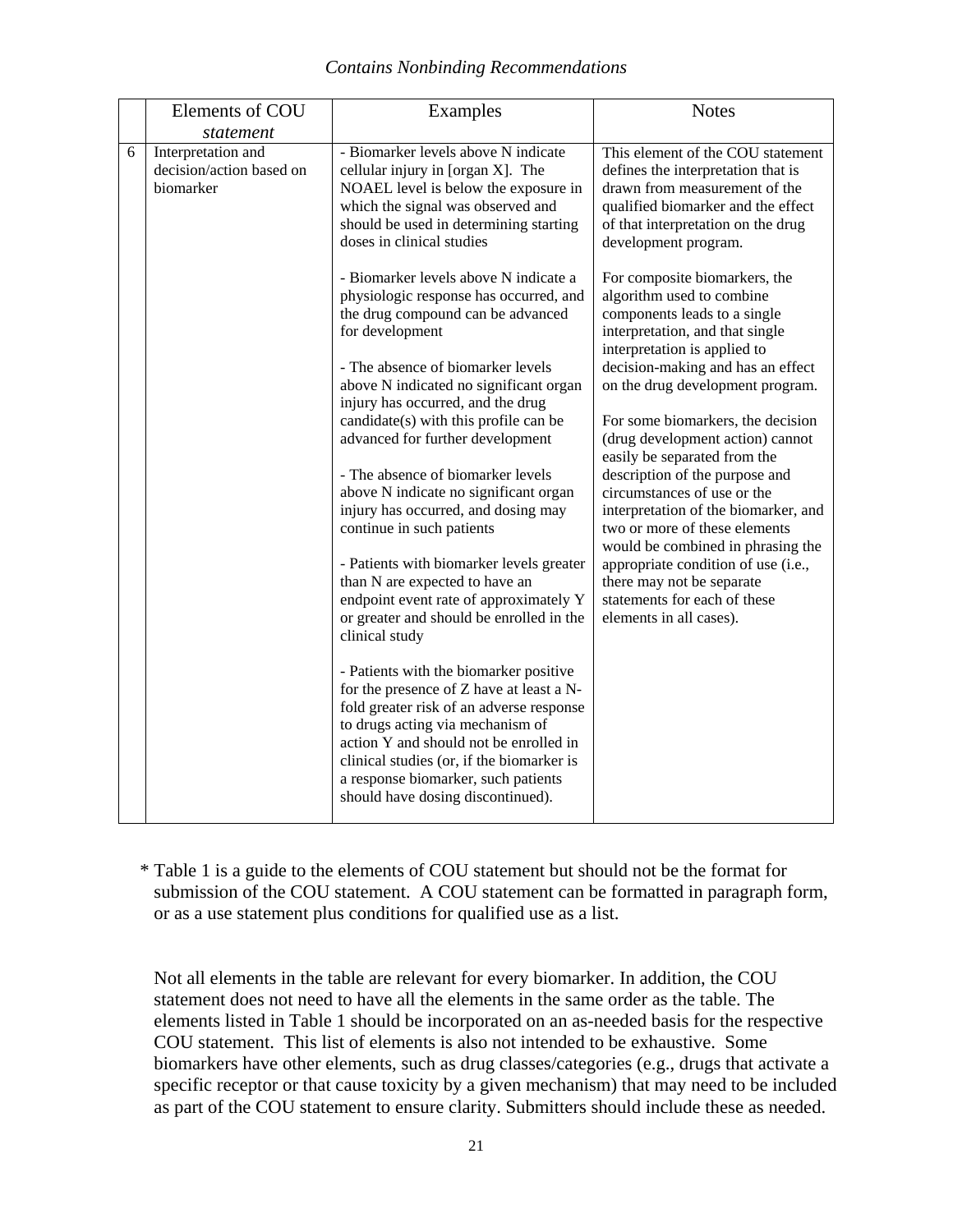|  | Elements of COU *statement* | Examples | Notes |
|---|---|---|---|
| 6 | Interpretation and decision/action based on biomarker | - Biomarker levels above N indicate cellular injury in [organ X]. The NOAEL level is below the exposure in which the signal was observed and should be used in determining starting doses in clinical studies<br><br>- Biomarker levels above N indicate a physiologic response has occurred, and the drug compound can be advanced for development<br><br>- The absence of biomarker levels above N indicated no significant organ injury has occurred, and the drug candidate(s) with this profile can be advanced for further development<br><br>- The absence of biomarker levels above N indicate no significant organ injury has occurred, and dosing may continue in such patients<br><br>- Patients with biomarker levels greater than N are expected to have an endpoint event rate of approximately Y or greater and should be enrolled in the clinical study<br><br>- Patients with the biomarker positive for the presence of Z have at least a N-fold greater risk of an adverse response to drugs acting via mechanism of action Y and should not be enrolled in clinical studies (or, if the biomarker is a response biomarker, such patients should have dosing discontinued). | This element of the COU statement defines the interpretation that is drawn from measurement of the qualified biomarker and the effect of that interpretation on the drug development program.<br><br>For composite biomarkers, the algorithm used to combine components leads to a single interpretation, and that single interpretation is applied to decision-making and has an effect on the drug development program.<br><br>For some biomarkers, the decision (drug development action) cannot easily be separated from the description of the purpose and circumstances of use or the interpretation of the biomarker, and two or more of these elements would be combined in phrasing the appropriate condition of use (i.e., there may not be separate statements for each of these elements in all cases). |

\* Table 1 is a guide to the elements of COU statement but should not be the format for submission of the COU statement. A COU statement can be formatted in paragraph form, or as a use statement plus conditions for qualified use as a list.

Not all elements in the table are relevant for every biomarker. In addition, the COU statement does not need to have all the elements in the same order as the table. The elements listed in Table 1 should be incorporated on an as-needed basis for the respective COU statement. This list of elements is also not intended to be exhaustive. Some biomarkers have other elements, such as drug classes/categories (e.g., drugs that activate a specific receptor or that cause toxicity by a given mechanism) that may need to be included as part of the COU statement to ensure clarity. Submitters should include these as needed.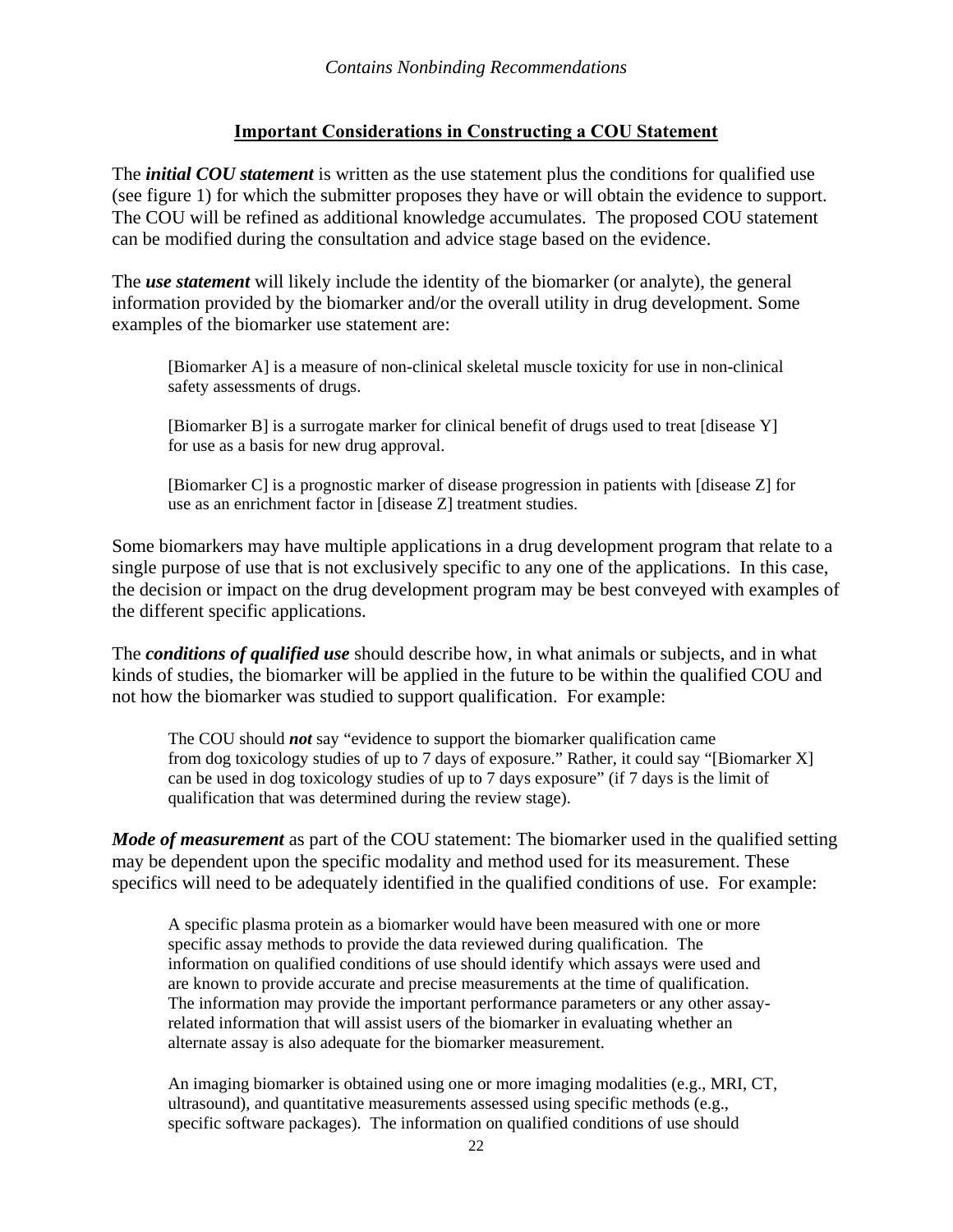## Important Considerations in Constructing a COU Statement

The ***initial COU statement*** is written as the use statement plus the conditions for qualified use (see figure 1) for which the submitter proposes they have or will obtain the evidence to support. The COU will be refined as additional knowledge accumulates. The proposed COU statement can be modified during the consultation and advice stage based on the evidence.

The ***use statement*** will likely include the identity of the biomarker (or analyte), the general information provided by the biomarker and/or the overall utility in drug development. Some examples of the biomarker use statement are:

> [Biomarker A] is a measure of non-clinical skeletal muscle toxicity for use in non-clinical safety assessments of drugs.
>
> [Biomarker B] is a surrogate marker for clinical benefit of drugs used to treat [disease Y] for use as a basis for new drug approval.
>
> [Biomarker C] is a prognostic marker of disease progression in patients with [disease Z] for use as an enrichment factor in [disease Z] treatment studies.

Some biomarkers may have multiple applications in a drug development program that relate to a single purpose of use that is not exclusively specific to any one of the applications. In this case, the decision or impact on the drug development program may be best conveyed with examples of the different specific applications.

The ***conditions of qualified use*** should describe how, in what animals or subjects, and in what kinds of studies, the biomarker will be applied in the future to be within the qualified COU and not how the biomarker was studied to support qualification. For example:

> The COU should ***not*** say "evidence to support the biomarker qualification came from dog toxicology studies of up to 7 days of exposure." Rather, it could say "[Biomarker X] can be used in dog toxicology studies of up to 7 days exposure" (if 7 days is the limit of qualification that was determined during the review stage).

***Mode of measurement*** as part of the COU statement: The biomarker used in the qualified setting may be dependent upon the specific modality and method used for its measurement. These specifics will need to be adequately identified in the qualified conditions of use. For example:

> A specific plasma protein as a biomarker would have been measured with one or more specific assay methods to provide the data reviewed during qualification. The information on qualified conditions of use should identify which assays were used and are known to provide accurate and precise measurements at the time of qualification. The information may provide the important performance parameters or any other assay-related information that will assist users of the biomarker in evaluating whether an alternate assay is also adequate for the biomarker measurement.
>
> An imaging biomarker is obtained using one or more imaging modalities (e.g., MRI, CT, ultrasound), and quantitative measurements assessed using specific methods (e.g., specific software packages). The information on qualified conditions of use should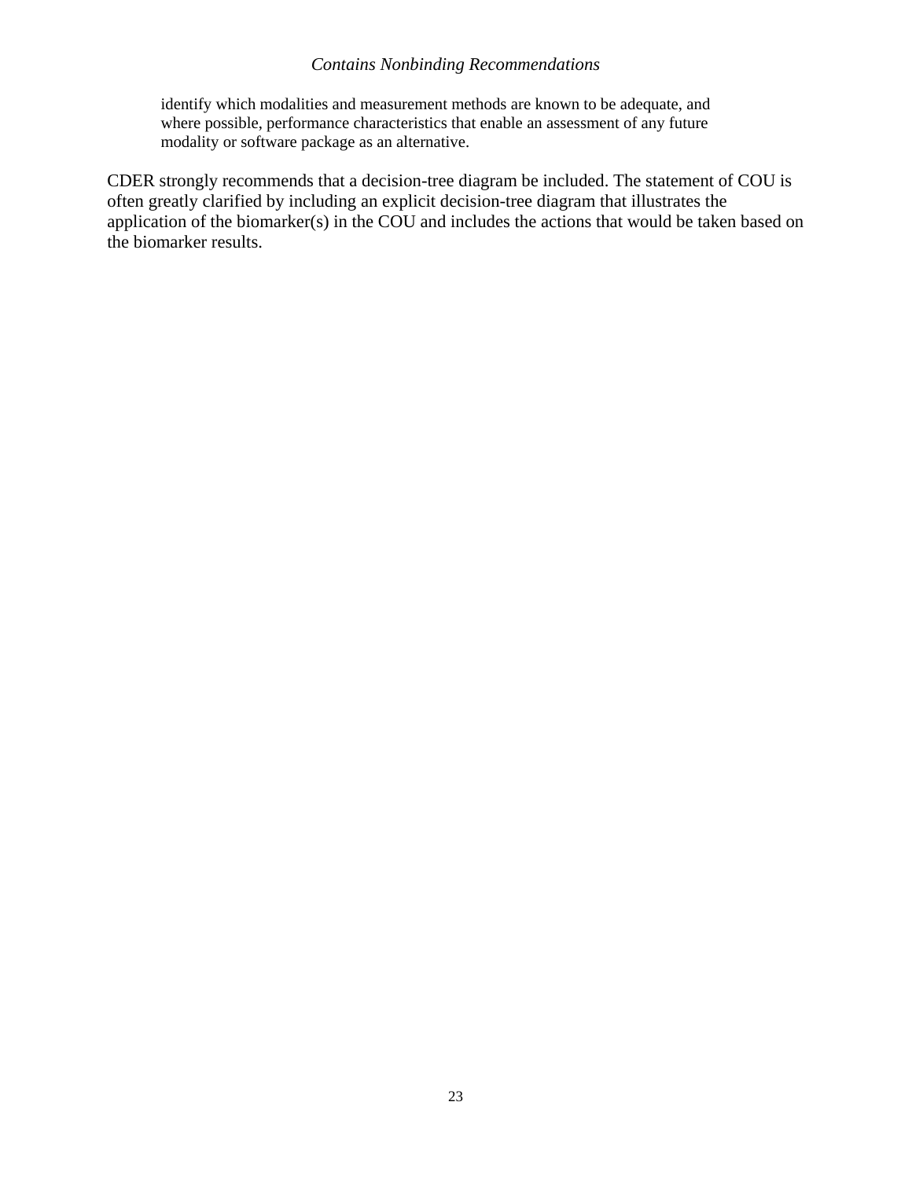identify which modalities and measurement methods are known to be adequate, and where possible, performance characteristics that enable an assessment of any future modality or software package as an alternative.

CDER strongly recommends that a decision-tree diagram be included. The statement of COU is often greatly clarified by including an explicit decision-tree diagram that illustrates the application of the biomarker(s) in the COU and includes the actions that would be taken based on the biomarker results.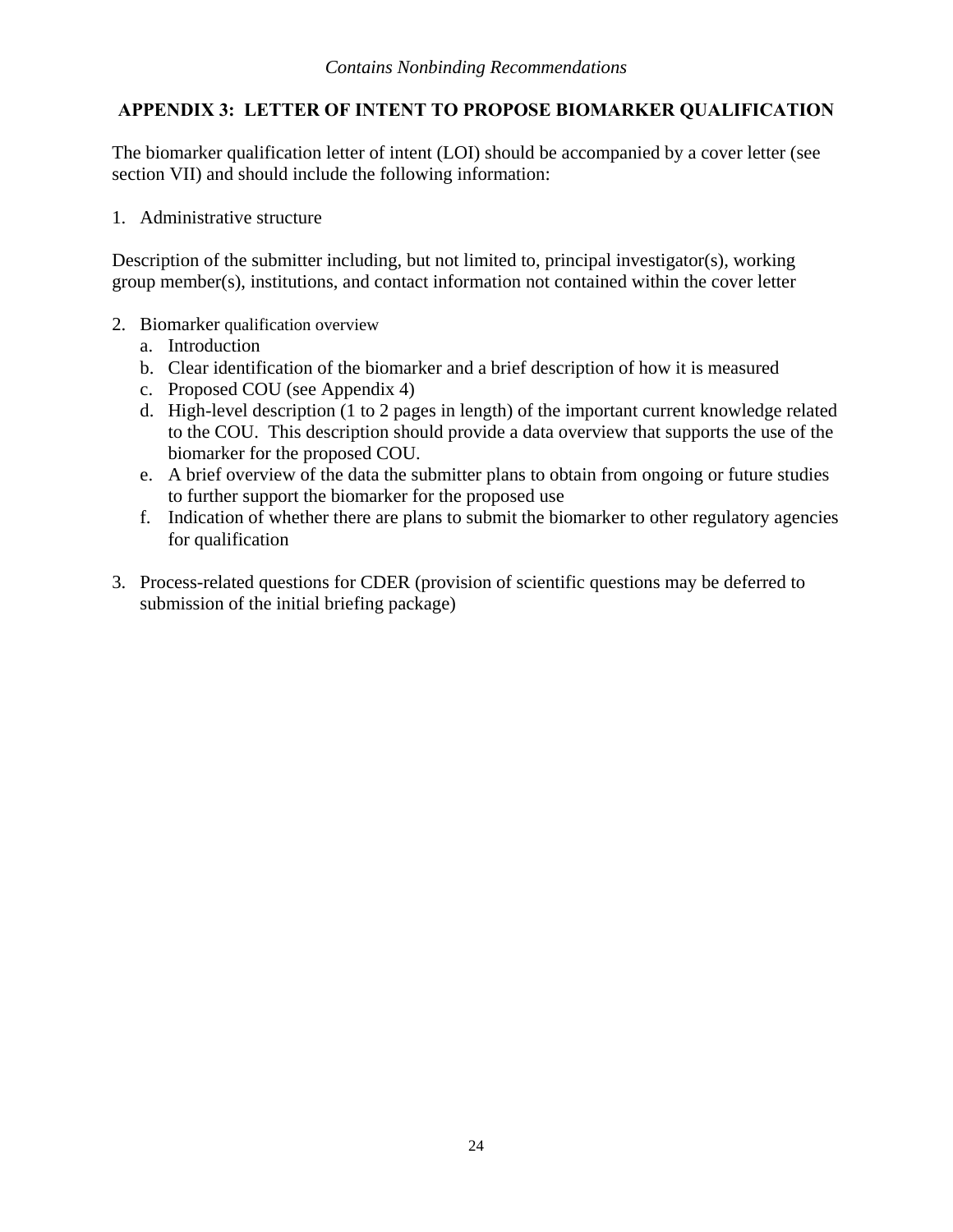## APPENDIX 3: LETTER OF INTENT TO PROPOSE BIOMARKER QUALIFICATION

The biomarker qualification letter of intent (LOI) should be accompanied by a cover letter (see section VII) and should include the following information:

1. Administrative structure

Description of the submitter including, but not limited to, principal investigator(s), working group member(s), institutions, and contact information not contained within the cover letter

2. Biomarker qualification overview
   a. Introduction
   b. Clear identification of the biomarker and a brief description of how it is measured
   c. Proposed COU (see Appendix 4)
   d. High-level description (1 to 2 pages in length) of the important current knowledge related to the COU. This description should provide a data overview that supports the use of the biomarker for the proposed COU.
   e. A brief overview of the data the submitter plans to obtain from ongoing or future studies to further support the biomarker for the proposed use
   f. Indication of whether there are plans to submit the biomarker to other regulatory agencies for qualification

3. Process-related questions for CDER (provision of scientific questions may be deferred to submission of the initial briefing package)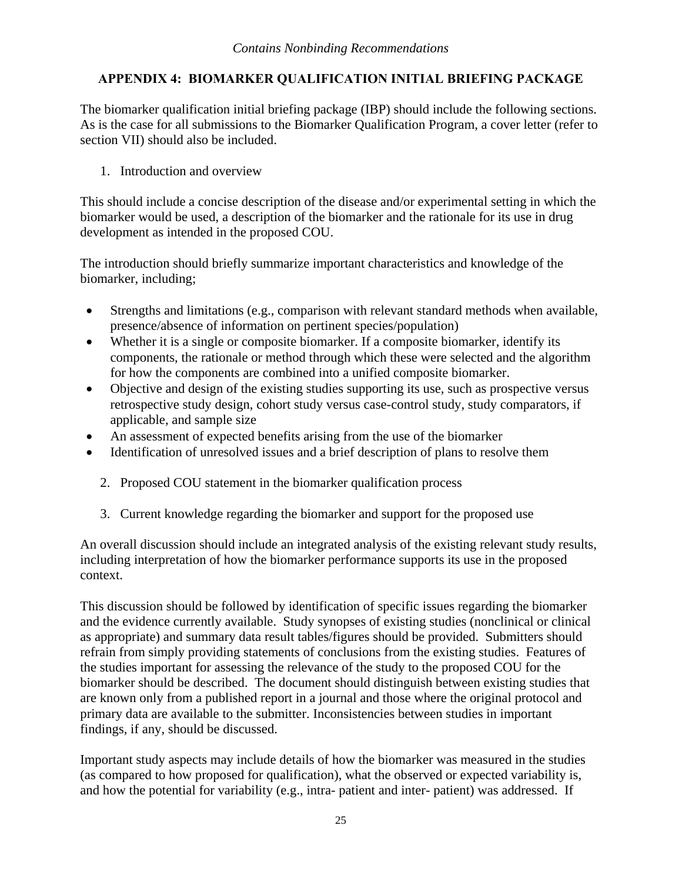## APPENDIX 4: BIOMARKER QUALIFICATION INITIAL BRIEFING PACKAGE

The biomarker qualification initial briefing package (IBP) should include the following sections. As is the case for all submissions to the Biomarker Qualification Program, a cover letter (refer to section VII) should also be included.

1. Introduction and overview

This should include a concise description of the disease and/or experimental setting in which the biomarker would be used, a description of the biomarker and the rationale for its use in drug development as intended in the proposed COU.

The introduction should briefly summarize important characteristics and knowledge of the biomarker, including;

- Strengths and limitations (e.g., comparison with relevant standard methods when available, presence/absence of information on pertinent species/population)
- Whether it is a single or composite biomarker. If a composite biomarker, identify its components, the rationale or method through which these were selected and the algorithm for how the components are combined into a unified composite biomarker.
- Objective and design of the existing studies supporting its use, such as prospective versus retrospective study design, cohort study versus case-control study, study comparators, if applicable, and sample size
- An assessment of expected benefits arising from the use of the biomarker
- Identification of unresolved issues and a brief description of plans to resolve them

2. Proposed COU statement in the biomarker qualification process

3. Current knowledge regarding the biomarker and support for the proposed use

An overall discussion should include an integrated analysis of the existing relevant study results, including interpretation of how the biomarker performance supports its use in the proposed context.

This discussion should be followed by identification of specific issues regarding the biomarker and the evidence currently available. Study synopses of existing studies (nonclinical or clinical as appropriate) and summary data result tables/figures should be provided. Submitters should refrain from simply providing statements of conclusions from the existing studies. Features of the studies important for assessing the relevance of the study to the proposed COU for the biomarker should be described. The document should distinguish between existing studies that are known only from a published report in a journal and those where the original protocol and primary data are available to the submitter. Inconsistencies between studies in important findings, if any, should be discussed.

Important study aspects may include details of how the biomarker was measured in the studies (as compared to how proposed for qualification), what the observed or expected variability is, and how the potential for variability (e.g., intra- patient and inter- patient) was addressed. If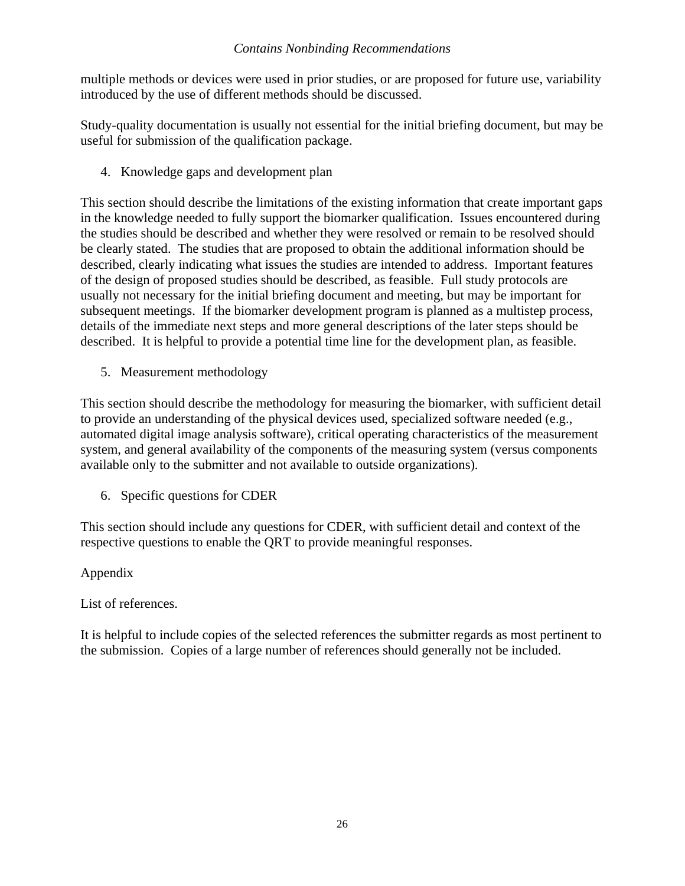multiple methods or devices were used in prior studies, or are proposed for future use, variability introduced by the use of different methods should be discussed.

Study-quality documentation is usually not essential for the initial briefing document, but may be useful for submission of the qualification package.

4. Knowledge gaps and development plan

This section should describe the limitations of the existing information that create important gaps in the knowledge needed to fully support the biomarker qualification. Issues encountered during the studies should be described and whether they were resolved or remain to be resolved should be clearly stated. The studies that are proposed to obtain the additional information should be described, clearly indicating what issues the studies are intended to address. Important features of the design of proposed studies should be described, as feasible. Full study protocols are usually not necessary for the initial briefing document and meeting, but may be important for subsequent meetings. If the biomarker development program is planned as a multistep process, details of the immediate next steps and more general descriptions of the later steps should be described. It is helpful to provide a potential time line for the development plan, as feasible.

5. Measurement methodology

This section should describe the methodology for measuring the biomarker, with sufficient detail to provide an understanding of the physical devices used, specialized software needed (e.g., automated digital image analysis software), critical operating characteristics of the measurement system, and general availability of the components of the measuring system (versus components available only to the submitter and not available to outside organizations).

6. Specific questions for CDER

This section should include any questions for CDER, with sufficient detail and context of the respective questions to enable the QRT to provide meaningful responses.

Appendix

List of references.

It is helpful to include copies of the selected references the submitter regards as most pertinent to the submission. Copies of a large number of references should generally not be included.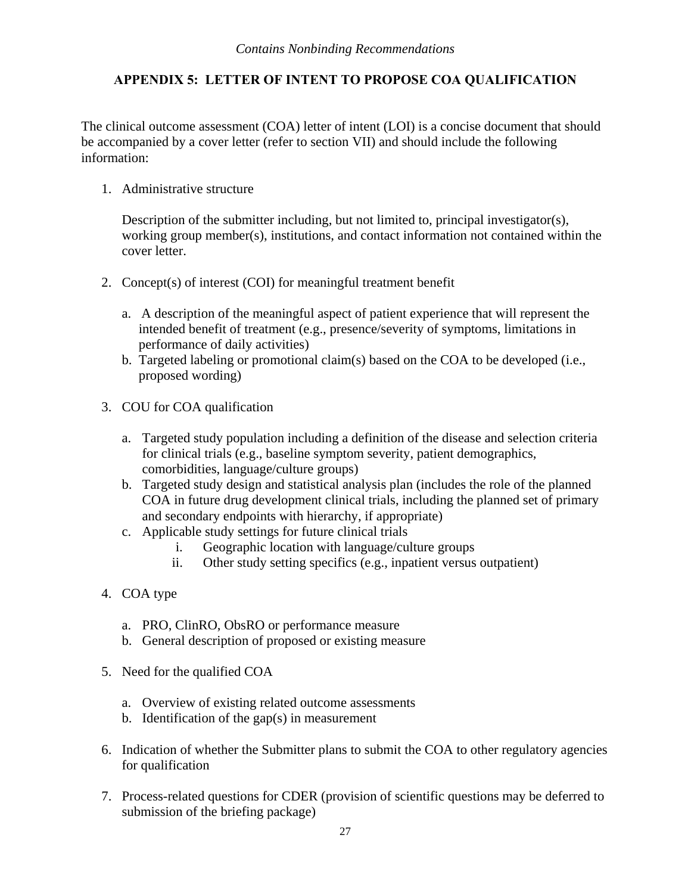*Contains Nonbinding Recommendations*

## APPENDIX 5: LETTER OF INTENT TO PROPOSE COA QUALIFICATION

The clinical outcome assessment (COA) letter of intent (LOI) is a concise document that should be accompanied by a cover letter (refer to section VII) and should include the following information:

1. Administrative structure

   Description of the submitter including, but not limited to, principal investigator(s), working group member(s), institutions, and contact information not contained within the cover letter.

2. Concept(s) of interest (COI) for meaningful treatment benefit

   a. A description of the meaningful aspect of patient experience that will represent the intended benefit of treatment (e.g., presence/severity of symptoms, limitations in performance of daily activities)
   b. Targeted labeling or promotional claim(s) based on the COA to be developed (i.e., proposed wording)

3. COU for COA qualification

   a. Targeted study population including a definition of the disease and selection criteria for clinical trials (e.g., baseline symptom severity, patient demographics, comorbidities, language/culture groups)
   b. Targeted study design and statistical analysis plan (includes the role of the planned COA in future drug development clinical trials, including the planned set of primary and secondary endpoints with hierarchy, if appropriate)
   c. Applicable study settings for future clinical trials
      i. Geographic location with language/culture groups
      ii. Other study setting specifics (e.g., inpatient versus outpatient)

4. COA type

   a. PRO, ClinRO, ObsRO or performance measure
   b. General description of proposed or existing measure

5. Need for the qualified COA

   a. Overview of existing related outcome assessments
   b. Identification of the gap(s) in measurement

6. Indication of whether the Submitter plans to submit the COA to other regulatory agencies for qualification

7. Process-related questions for CDER (provision of scientific questions may be deferred to submission of the briefing package)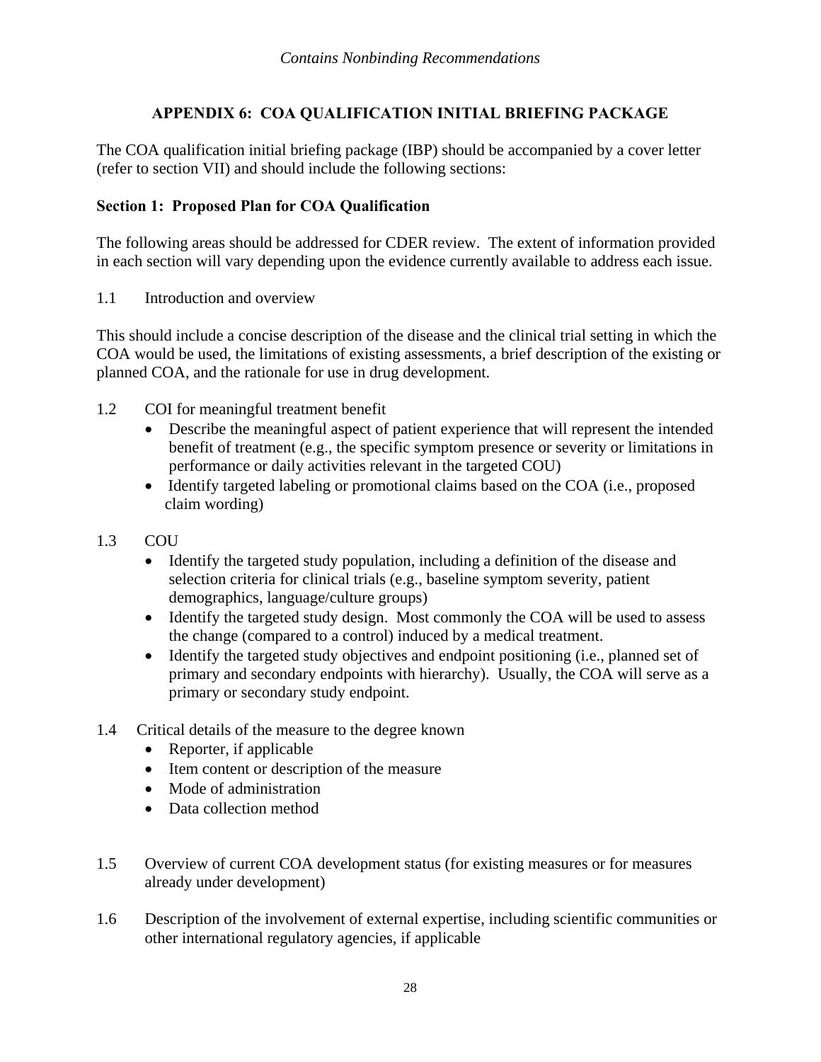*Contains Nonbinding Recommendations*

## APPENDIX 6: COA QUALIFICATION INITIAL BRIEFING PACKAGE

The COA qualification initial briefing package (IBP) should be accompanied by a cover letter (refer to section VII) and should include the following sections:

### Section 1: Proposed Plan for COA Qualification

The following areas should be addressed for CDER review. The extent of information provided in each section will vary depending upon the evidence currently available to address each issue.

1.1 Introduction and overview

This should include a concise description of the disease and the clinical trial setting in which the COA would be used, the limitations of existing assessments, a brief description of the existing or planned COA, and the rationale for use in drug development.

1.2 COI for meaningful treatment benefit

- Describe the meaningful aspect of patient experience that will represent the intended benefit of treatment (e.g., the specific symptom presence or severity or limitations in performance or daily activities relevant in the targeted COU)
- Identify targeted labeling or promotional claims based on the COA (i.e., proposed claim wording)

1.3 COU

- Identify the targeted study population, including a definition of the disease and selection criteria for clinical trials (e.g., baseline symptom severity, patient demographics, language/culture groups)
- Identify the targeted study design. Most commonly the COA will be used to assess the change (compared to a control) induced by a medical treatment.
- Identify the targeted study objectives and endpoint positioning (i.e., planned set of primary and secondary endpoints with hierarchy). Usually, the COA will serve as a primary or secondary study endpoint.

1.4 Critical details of the measure to the degree known

- Reporter, if applicable
- Item content or description of the measure
- Mode of administration
- Data collection method

1.5 Overview of current COA development status (for existing measures or for measures already under development)

1.6 Description of the involvement of external expertise, including scientific communities or other international regulatory agencies, if applicable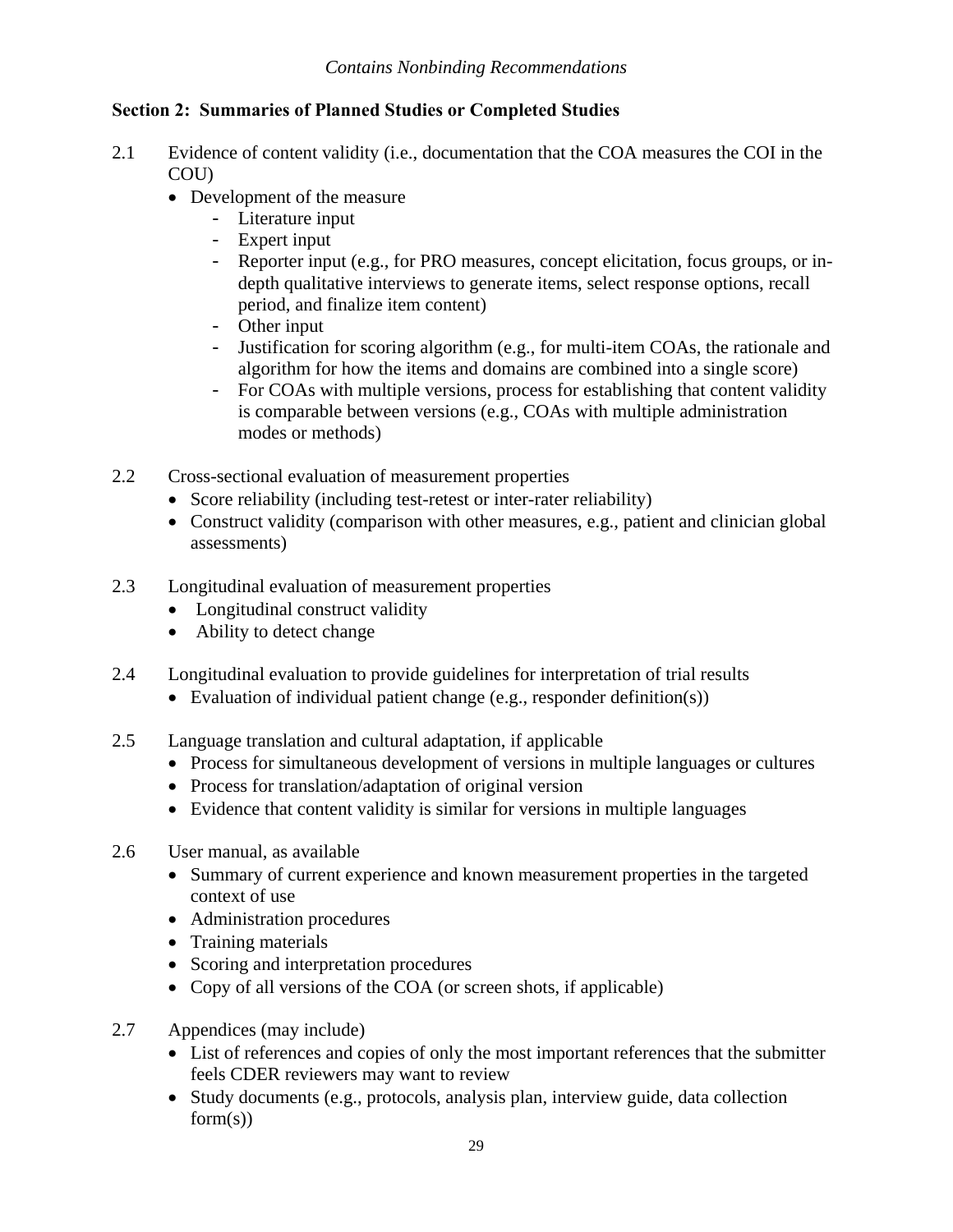**Section 2: Summaries of Planned Studies or Completed Studies**

2.1 Evidence of content validity (i.e., documentation that the COA measures the COI in the COU)

- Development of the measure
  - Literature input
  - Expert input
  - Reporter input (e.g., for PRO measures, concept elicitation, focus groups, or in-depth qualitative interviews to generate items, select response options, recall period, and finalize item content)
  - Other input
  - Justification for scoring algorithm (e.g., for multi-item COAs, the rationale and algorithm for how the items and domains are combined into a single score)
  - For COAs with multiple versions, process for establishing that content validity is comparable between versions (e.g., COAs with multiple administration modes or methods)

2.2 Cross-sectional evaluation of measurement properties

- Score reliability (including test-retest or inter-rater reliability)
- Construct validity (comparison with other measures, e.g., patient and clinician global assessments)

2.3 Longitudinal evaluation of measurement properties

- Longitudinal construct validity
- Ability to detect change

2.4 Longitudinal evaluation to provide guidelines for interpretation of trial results

- Evaluation of individual patient change (e.g., responder definition(s))

2.5 Language translation and cultural adaptation, if applicable

- Process for simultaneous development of versions in multiple languages or cultures
- Process for translation/adaptation of original version
- Evidence that content validity is similar for versions in multiple languages

2.6 User manual, as available

- Summary of current experience and known measurement properties in the targeted context of use
- Administration procedures
- Training materials
- Scoring and interpretation procedures
- Copy of all versions of the COA (or screen shots, if applicable)

2.7 Appendices (may include)

- List of references and copies of only the most important references that the submitter feels CDER reviewers may want to review
- Study documents (e.g., protocols, analysis plan, interview guide, data collection form(s))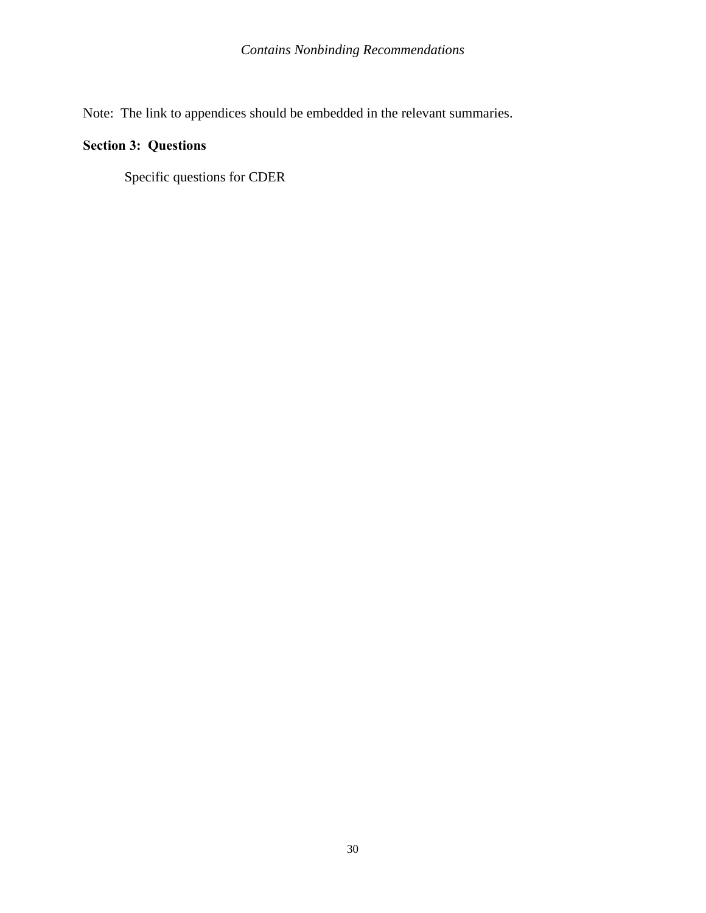Note: The link to appendices should be embedded in the relevant summaries.

**Section 3: Questions**

Specific questions for CDER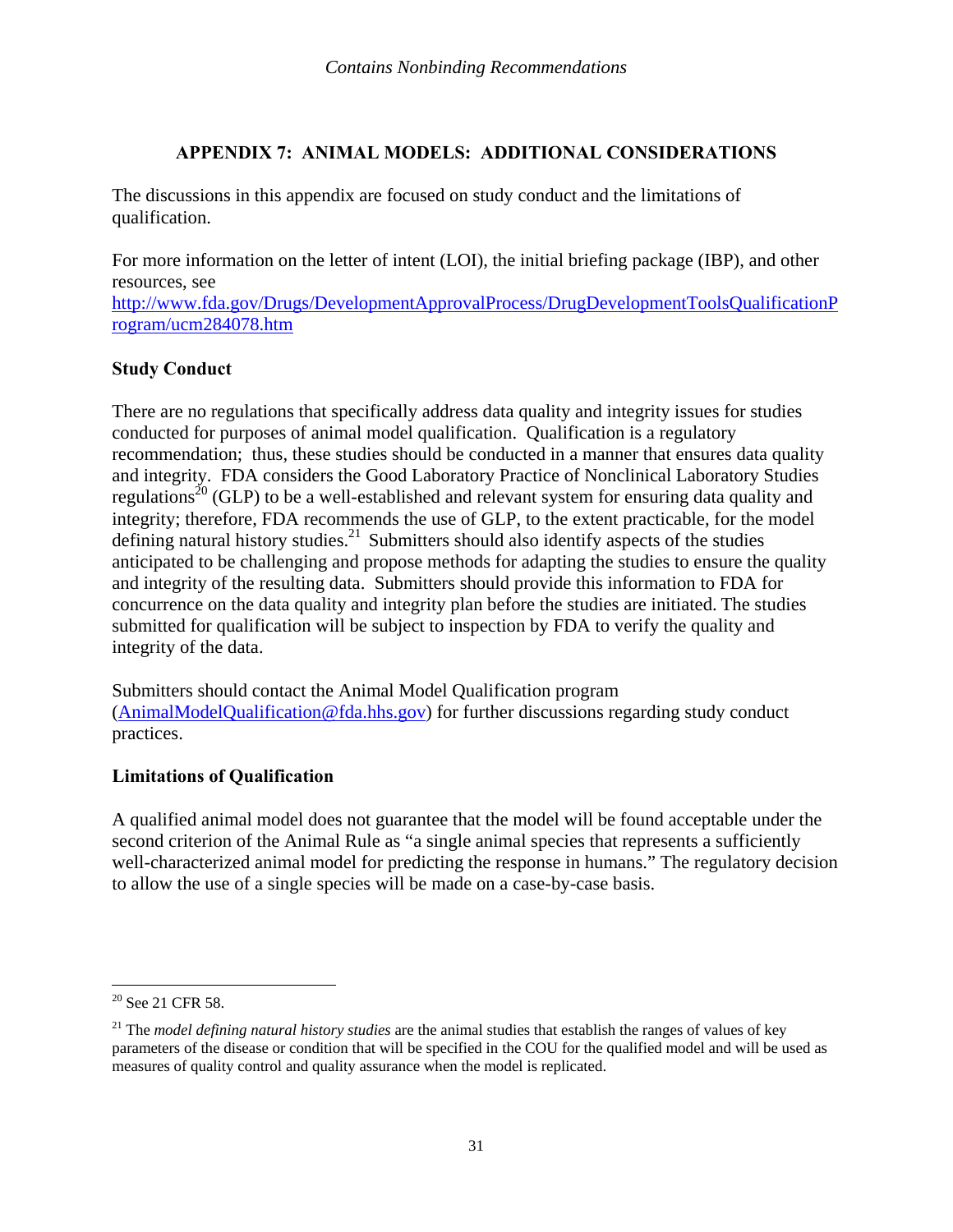## APPENDIX 7: ANIMAL MODELS: ADDITIONAL CONSIDERATIONS

The discussions in this appendix are focused on study conduct and the limitations of qualification.

For more information on the letter of intent (LOI), the initial briefing package (IBP), and other resources, see http://www.fda.gov/Drugs/DevelopmentApprovalProcess/DrugDevelopmentToolsQualificationProgram/ucm284078.htm

### Study Conduct

There are no regulations that specifically address data quality and integrity issues for studies conducted for purposes of animal model qualification. Qualification is a regulatory recommendation; thus, these studies should be conducted in a manner that ensures data quality and integrity. FDA considers the Good Laboratory Practice of Nonclinical Laboratory Studies regulations[20] (GLP) to be a well-established and relevant system for ensuring data quality and integrity; therefore, FDA recommends the use of GLP, to the extent practicable, for the model defining natural history studies.[21] Submitters should also identify aspects of the studies anticipated to be challenging and propose methods for adapting the studies to ensure the quality and integrity of the resulting data. Submitters should provide this information to FDA for concurrence on the data quality and integrity plan before the studies are initiated. The studies submitted for qualification will be subject to inspection by FDA to verify the quality and integrity of the data.

Submitters should contact the Animal Model Qualification program (AnimalModelQualification@fda.hhs.gov) for further discussions regarding study conduct practices.

### Limitations of Qualification

A qualified animal model does not guarantee that the model will be found acceptable under the second criterion of the Animal Rule as "a single animal species that represents a sufficiently well-characterized animal model for predicting the response in humans." The regulatory decision to allow the use of a single species will be made on a case-by-case basis.

---

[20] See 21 CFR 58.

[21] The *model defining natural history studies* are the animal studies that establish the ranges of values of key parameters of the disease or condition that will be specified in the COU for the qualified model and will be used as measures of quality control and quality assurance when the model is replicated.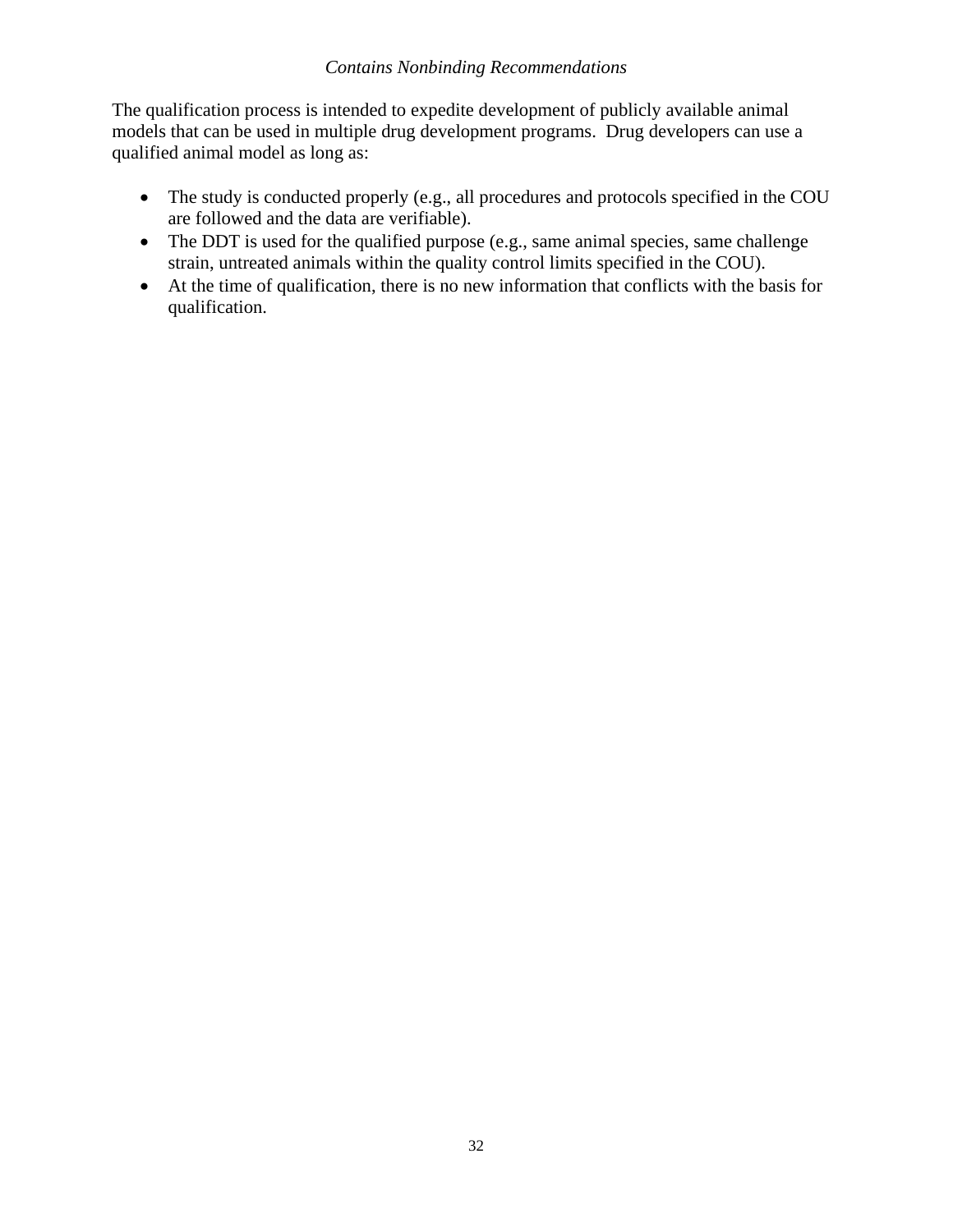The qualification process is intended to expedite development of publicly available animal models that can be used in multiple drug development programs.  Drug developers can use a qualified animal model as long as:

- The study is conducted properly (e.g., all procedures and protocols specified in the COU are followed and the data are verifiable).
- The DDT is used for the qualified purpose (e.g., same animal species, same challenge strain, untreated animals within the quality control limits specified in the COU).
- At the time of qualification, there is no new information that conflicts with the basis for qualification.